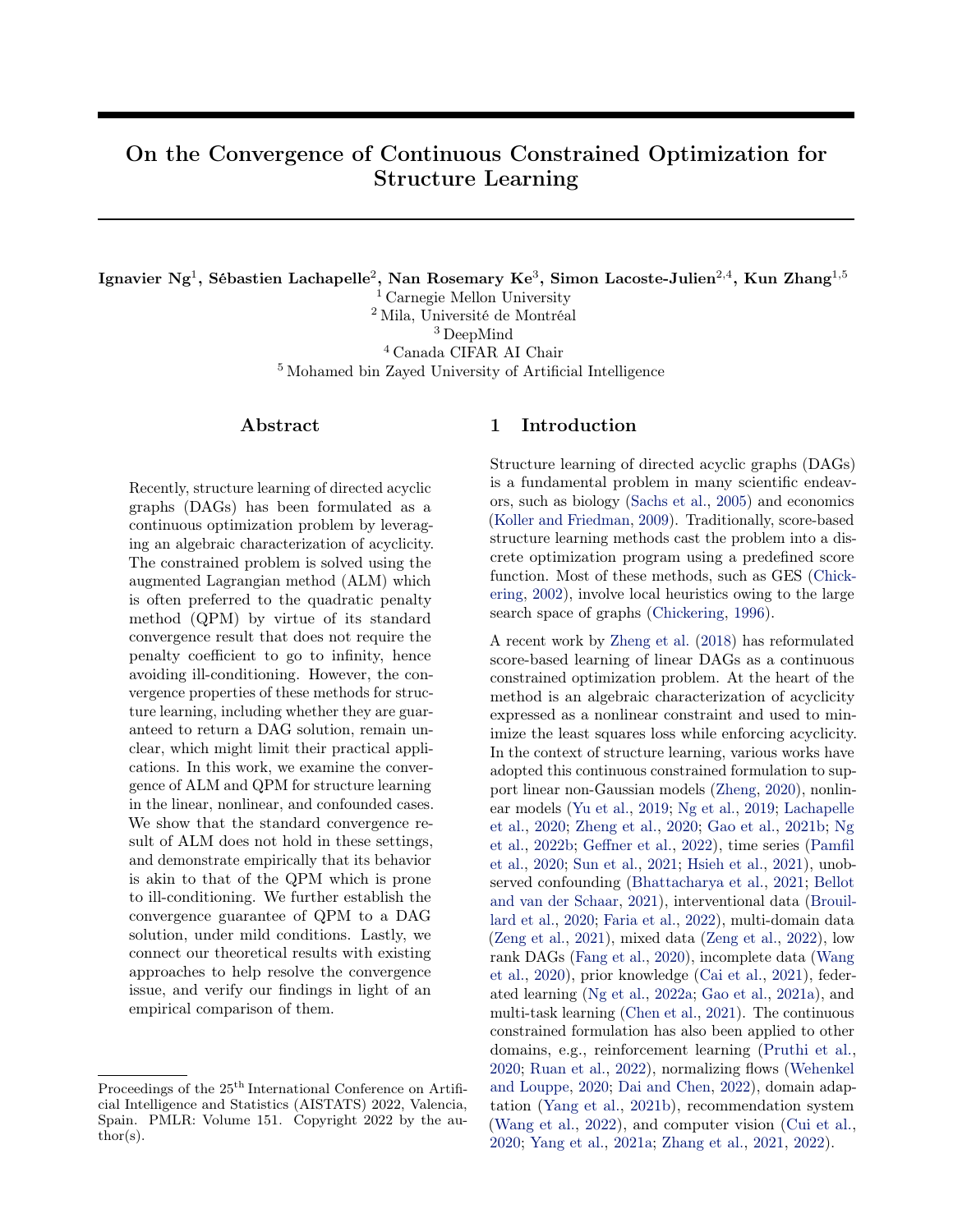# On the Convergence of Continuous Constrained Optimization for Structure Learning

**Ignavier Ng[1], Sébastien Lachapelle[2], Nan Rosemary Ke[3], Simon Lacoste-Julien[2,4], Kun Zhang[1,5]**

[1] Carnegie Mellon University
[2] Mila, Université de Montréal
[3] DeepMind
[4] Canada CIFAR AI Chair
[5] Mohamed bin Zayed University of Artificial Intelligence

## Abstract

Recently, structure learning of directed acyclic graphs (DAGs) has been formulated as a continuous optimization problem by leveraging an algebraic characterization of acyclicity. The constrained problem is solved using the augmented Lagrangian method (ALM) which is often preferred to the quadratic penalty method (QPM) by virtue of its standard convergence result that does not require the penalty coefficient to go to infinity, hence avoiding ill-conditioning. However, the convergence properties of these methods for structure learning, including whether they are guaranteed to return a DAG solution, remain unclear, which might limit their practical applications. In this work, we examine the convergence of ALM and QPM for structure learning in the linear, nonlinear, and confounded cases. We show that the standard convergence result of ALM does not hold in these settings, and demonstrate empirically that its behavior is akin to that of the QPM which is prone to ill-conditioning. We further establish the convergence guarantee of QPM to a DAG solution, under mild conditions. Lastly, we connect our theoretical results with existing approaches to help resolve the convergence issue, and verify our findings in light of an empirical comparison of them.

## 1 Introduction

Structure learning of directed acyclic graphs (DAGs) is a fundamental problem in many scientific endeavors, such as biology (Sachs et al., 2005) and economics (Koller and Friedman, 2009). Traditionally, score-based structure learning methods cast the problem into a discrete optimization program using a predefined score function. Most of these methods, such as GES (Chickering, 2002), involve local heuristics owing to the large search space of graphs (Chickering, 1996).

A recent work by Zheng et al. (2018) has reformulated score-based learning of linear DAGs as a continuous constrained optimization problem. At the heart of the method is an algebraic characterization of acyclicity expressed as a nonlinear constraint and used to minimize the least squares loss while enforcing acyclicity. In the context of structure learning, various works have adopted this continuous constrained formulation to support linear non-Gaussian models (Zheng, 2020), nonlinear models (Yu et al., 2019; Ng et al., 2019; Lachapelle et al., 2020; Zheng et al., 2020; Gao et al., 2021b; Ng et al., 2022b; Geffner et al., 2022), time series (Pamfil et al., 2020; Sun et al., 2021; Hsieh et al., 2021), unobserved confounding (Bhattacharya et al., 2021; Bellot and van der Schaar, 2021), interventional data (Brouillard et al., 2020; Faria et al., 2022), multi-domain data (Zeng et al., 2021), mixed data (Zeng et al., 2022), low rank DAGs (Fang et al., 2020), incomplete data (Wang et al., 2020), prior knowledge (Cai et al., 2021), federated learning (Ng et al., 2022a; Gao et al., 2021a), and multi-task learning (Chen et al., 2021). The continuous constrained formulation has also been applied to other domains, e.g., reinforcement learning (Pruthi et al., 2020; Ruan et al., 2022), normalizing flows (Wehenkel and Louppe, 2020; Dai and Chen, 2022), domain adaptation (Yang et al., 2021b), recommendation system (Wang et al., 2022), and computer vision (Cui et al., 2020; Yang et al., 2021a; Zhang et al., 2021, 2022).

Proceedings of the 25[th] International Conference on Artificial Intelligence and Statistics (AISTATS) 2022, Valencia, Spain. PMLR: Volume 151. Copyright 2022 by the author(s).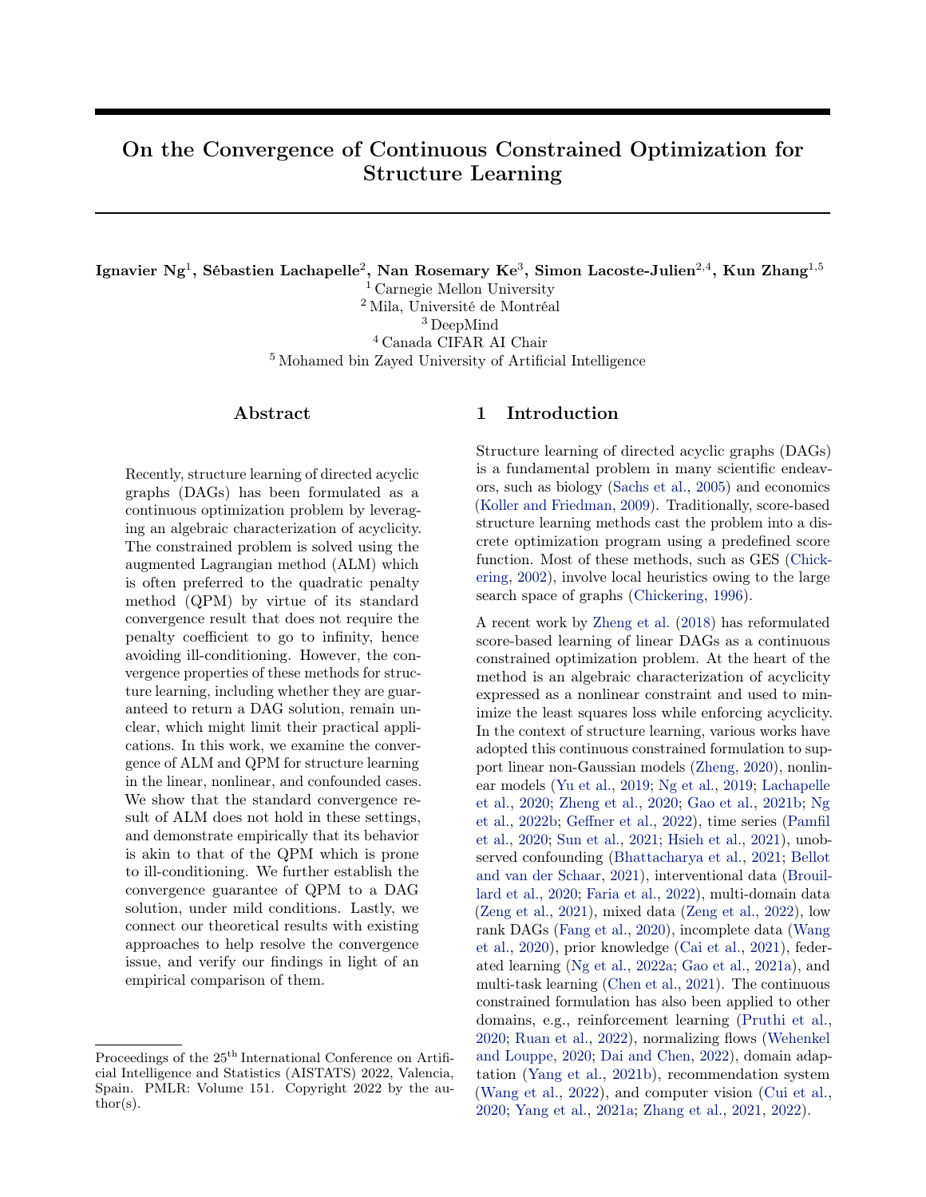# On the Convergence of Continuous Constrained Optimization for Structure Learning

**Ignavier Ng**[1], **Sébastien Lachapelle**[2], **Nan Rosemary Ke**[3], **Simon Lacoste-Julien**[2,4], **Kun Zhang**[1,5]

[1] Carnegie Mellon University
[2] Mila, Université de Montréal
[3] DeepMind
[4] Canada CIFAR AI Chair
[5] Mohamed bin Zayed University of Artificial Intelligence

## Abstract

Recently, structure learning of directed acyclic graphs (DAGs) has been formulated as a continuous optimization problem by leveraging an algebraic characterization of acyclicity. The constrained problem is solved using the augmented Lagrangian method (ALM) which is often preferred to the quadratic penalty method (QPM) by virtue of its standard convergence result that does not require the penalty coefficient to go to infinity, hence avoiding ill-conditioning. However, the convergence properties of these methods for structure learning, including whether they are guaranteed to return a DAG solution, remain unclear, which might limit their practical applications. In this work, we examine the convergence of ALM and QPM for structure learning in the linear, nonlinear, and confounded cases. We show that the standard convergence result of ALM does not hold in these settings, and demonstrate empirically that its behavior is akin to that of the QPM which is prone to ill-conditioning. We further establish the convergence guarantee of QPM to a DAG solution, under mild conditions. Lastly, we connect our theoretical results with existing approaches to help resolve the convergence issue, and verify our findings in light of an empirical comparison of them.

## 1 Introduction

Structure learning of directed acyclic graphs (DAGs) is a fundamental problem in many scientific endeavors, such as biology (Sachs et al., 2005) and economics (Koller and Friedman, 2009). Traditionally, score-based structure learning methods cast the problem into a discrete optimization program using a predefined score function. Most of these methods, such as GES (Chickering, 2002), involve local heuristics owing to the large search space of graphs (Chickering, 1996).

A recent work by Zheng et al. (2018) has reformulated score-based learning of linear DAGs as a continuous constrained optimization problem. At the heart of the method is an algebraic characterization of acyclicity expressed as a nonlinear constraint and used to minimize the least squares loss while enforcing acyclicity. In the context of structure learning, various works have adopted this continuous constrained formulation to support linear non-Gaussian models (Zheng, 2020), nonlinear models (Yu et al., 2019; Ng et al., 2019; Lachapelle et al., 2020; Zheng et al., 2020; Gao et al., 2021b; Ng et al., 2022b; Geffner et al., 2022), time series (Pamfil et al., 2020; Sun et al., 2021; Hsieh et al., 2021), unobserved confounding (Bhattacharya et al., 2021; Bellot and van der Schaar, 2021), interventional data (Brouillard et al., 2020; Faria et al., 2022), multi-domain data (Zeng et al., 2021), mixed data (Zeng et al., 2022), low rank DAGs (Fang et al., 2020), incomplete data (Wang et al., 2020), prior knowledge (Cai et al., 2021), federated learning (Ng et al., 2022a; Gao et al., 2021a), and multi-task learning (Chen et al., 2021). The continuous constrained formulation has also been applied to other domains, e.g., reinforcement learning (Pruthi et al., 2020; Ruan et al., 2022), normalizing flows (Wehenkel and Louppe, 2020; Dai and Chen, 2022), domain adaptation (Yang et al., 2021b), recommendation system (Wang et al., 2022), and computer vision (Cui et al., 2020; Yang et al., 2021a; Zhang et al., 2021, 2022).

Proceedings of the 25[th] International Conference on Artificial Intelligence and Statistics (AISTATS) 2022, Valencia, Spain. PMLR: Volume 151. Copyright 2022 by the author(s).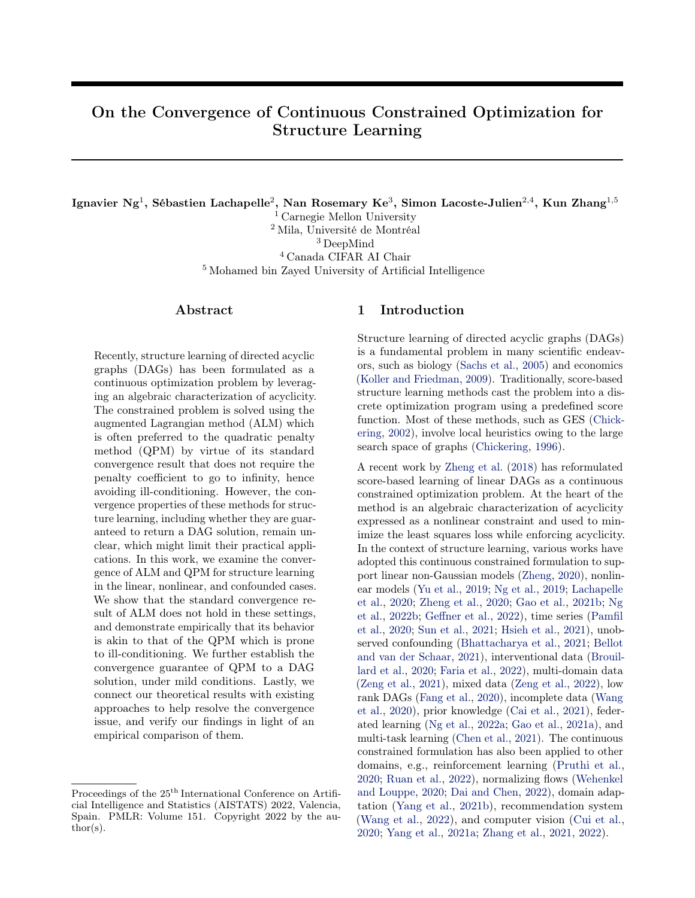# On the Convergence of Continuous Constrained Optimization for Structure Learning

**Ignavier Ng**[1], **Sébastien Lachapelle**[2], **Nan Rosemary Ke**[3], **Simon Lacoste-Julien**[2,4], **Kun Zhang**[1,5]

[1] Carnegie Mellon University
[2] Mila, Université de Montréal
[3] DeepMind
[4] Canada CIFAR AI Chair
[5] Mohamed bin Zayed University of Artificial Intelligence

## Abstract

Recently, structure learning of directed acyclic graphs (DAGs) has been formulated as a continuous optimization problem by leveraging an algebraic characterization of acyclicity. The constrained problem is solved using the augmented Lagrangian method (ALM) which is often preferred to the quadratic penalty method (QPM) by virtue of its standard convergence result that does not require the penalty coefficient to go to infinity, hence avoiding ill-conditioning. However, the convergence properties of these methods for structure learning, including whether they are guaranteed to return a DAG solution, remain unclear, which might limit their practical applications. In this work, we examine the convergence of ALM and QPM for structure learning in the linear, nonlinear, and confounded cases. We show that the standard convergence result of ALM does not hold in these settings, and demonstrate empirically that its behavior is akin to that of the QPM which is prone to ill-conditioning. We further establish the convergence guarantee of QPM to a DAG solution, under mild conditions. Lastly, we connect our theoretical results with existing approaches to help resolve the convergence issue, and verify our findings in light of an empirical comparison of them.

## 1 Introduction

Structure learning of directed acyclic graphs (DAGs) is a fundamental problem in many scientific endeavors, such as biology (Sachs et al., 2005) and economics (Koller and Friedman, 2009). Traditionally, score-based structure learning methods cast the problem into a discrete optimization program using a predefined score function. Most of these methods, such as GES (Chickering, 2002), involve local heuristics owing to the large search space of graphs (Chickering, 1996).

A recent work by Zheng et al. (2018) has reformulated score-based learning of linear DAGs as a continuous constrained optimization problem. At the heart of the method is an algebraic characterization of acyclicity expressed as a nonlinear constraint and used to minimize the least squares loss while enforcing acyclicity. In the context of structure learning, various works have adopted this continuous constrained formulation to support linear non-Gaussian models (Zheng, 2020), nonlinear models (Yu et al., 2019; Ng et al., 2019; Lachapelle et al., 2020; Zheng et al., 2020; Gao et al., 2021b; Ng et al., 2022b; Geffner et al., 2022), time series (Pamfil et al., 2020; Sun et al., 2021; Hsieh et al., 2021), unobserved confounding (Bhattacharya et al., 2021; Bellot and van der Schaar, 2021), interventional data (Brouillard et al., 2020; Faria et al., 2022), multi-domain data (Zeng et al., 2021), mixed data (Zeng et al., 2022), low rank DAGs (Fang et al., 2020), incomplete data (Wang et al., 2020), prior knowledge (Cai et al., 2021), federated learning (Ng et al., 2022a; Gao et al., 2021a), and multi-task learning (Chen et al., 2021). The continuous constrained formulation has also been applied to other domains, e.g., reinforcement learning (Pruthi et al., 2020; Ruan et al., 2022), normalizing flows (Wehenkel and Louppe, 2020; Dai and Chen, 2022), domain adaptation (Yang et al., 2021b), recommendation system (Wang et al., 2022), and computer vision (Cui et al., 2020; Yang et al., 2021a; Zhang et al., 2021, 2022).

Proceedings of the 25[th] International Conference on Artificial Intelligence and Statistics (AISTATS) 2022, Valencia, Spain. PMLR: Volume 151. Copyright 2022 by the author(s).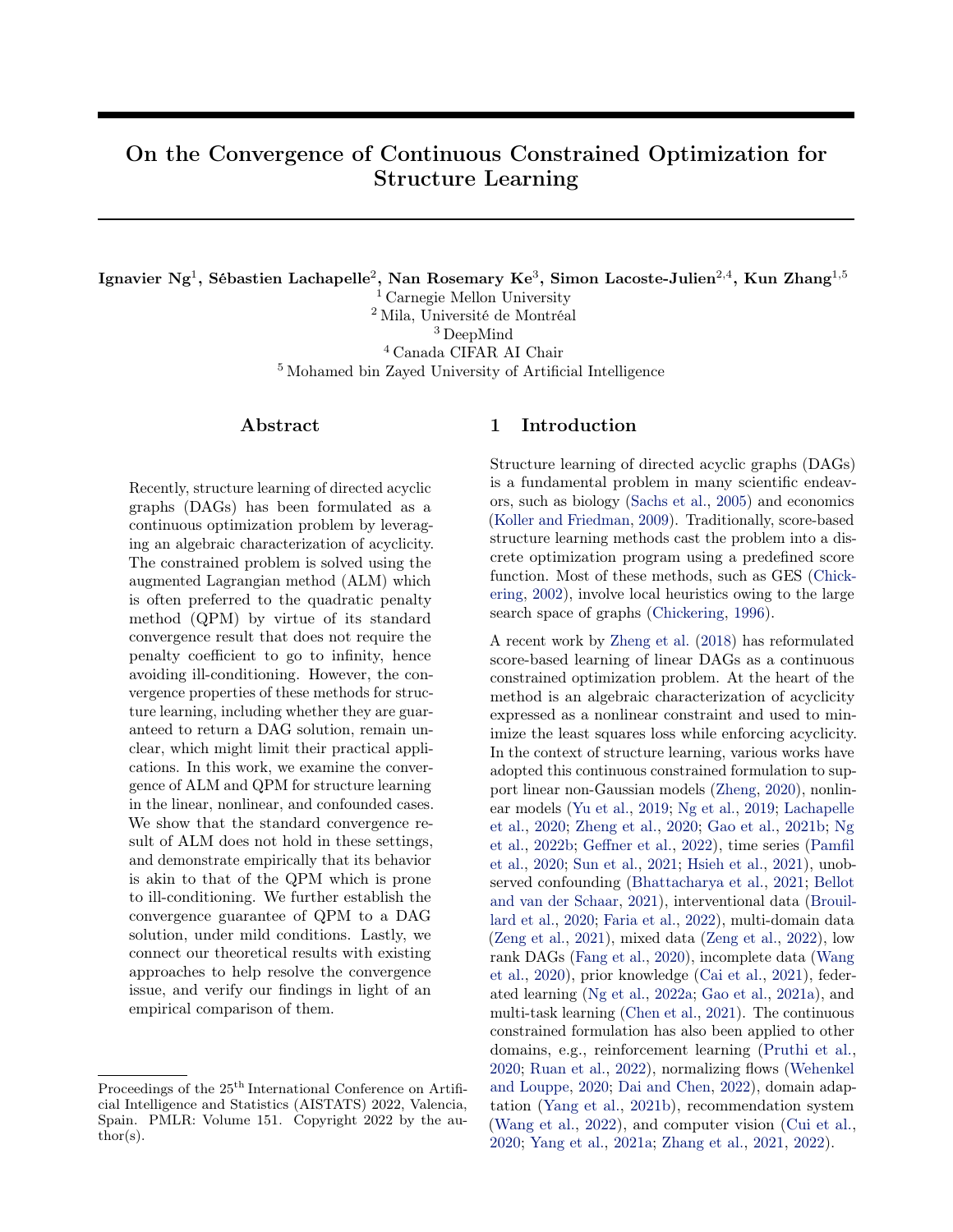# On the Convergence of Continuous Constrained Optimization for Structure Learning

**Ignavier Ng**[1], **Sébastien Lachapelle**[2], **Nan Rosemary Ke**[3], **Simon Lacoste-Julien**[2,4], **Kun Zhang**[1,5]

[1] Carnegie Mellon University
[2] Mila, Université de Montréal
[3] DeepMind
[4] Canada CIFAR AI Chair
[5] Mohamed bin Zayed University of Artificial Intelligence

## Abstract

Recently, structure learning of directed acyclic graphs (DAGs) has been formulated as a continuous optimization problem by leveraging an algebraic characterization of acyclicity. The constrained problem is solved using the augmented Lagrangian method (ALM) which is often preferred to the quadratic penalty method (QPM) by virtue of its standard convergence result that does not require the penalty coefficient to go to infinity, hence avoiding ill-conditioning. However, the convergence properties of these methods for structure learning, including whether they are guaranteed to return a DAG solution, remain unclear, which might limit their practical applications. In this work, we examine the convergence of ALM and QPM for structure learning in the linear, nonlinear, and confounded cases. We show that the standard convergence result of ALM does not hold in these settings, and demonstrate empirically that its behavior is akin to that of the QPM which is prone to ill-conditioning. We further establish the convergence guarantee of QPM to a DAG solution, under mild conditions. Lastly, we connect our theoretical results with existing approaches to help resolve the convergence issue, and verify our findings in light of an empirical comparison of them.

## 1 Introduction

Structure learning of directed acyclic graphs (DAGs) is a fundamental problem in many scientific endeavors, such as biology (Sachs et al., 2005) and economics (Koller and Friedman, 2009). Traditionally, score-based structure learning methods cast the problem into a discrete optimization program using a predefined score function. Most of these methods, such as GES (Chickering, 2002), involve local heuristics owing to the large search space of graphs (Chickering, 1996).

A recent work by Zheng et al. (2018) has reformulated score-based learning of linear DAGs as a continuous constrained optimization problem. At the heart of the method is an algebraic characterization of acyclicity expressed as a nonlinear constraint and used to minimize the least squares loss while enforcing acyclicity. In the context of structure learning, various works have adopted this continuous constrained formulation to support linear non-Gaussian models (Zheng, 2020), nonlinear models (Yu et al., 2019; Ng et al., 2019; Lachapelle et al., 2020; Zheng et al., 2020; Gao et al., 2021b; Ng et al., 2022b; Geffner et al., 2022), time series (Pamfil et al., 2020; Sun et al., 2021; Hsieh et al., 2021), unobserved confounding (Bhattacharya et al., 2021; Bellot and van der Schaar, 2021), interventional data (Brouillard et al., 2020; Faria et al., 2022), multi-domain data (Zeng et al., 2021), mixed data (Zeng et al., 2022), low rank DAGs (Fang et al., 2020), incomplete data (Wang et al., 2020), prior knowledge (Cai et al., 2021), federated learning (Ng et al., 2022a; Gao et al., 2021a), and multi-task learning (Chen et al., 2021). The continuous constrained formulation has also been applied to other domains, e.g., reinforcement learning (Pruthi et al., 2020; Ruan et al., 2022), normalizing flows (Wehenkel and Louppe, 2020; Dai and Chen, 2022), domain adaptation (Yang et al., 2021b), recommendation system (Wang et al., 2022), and computer vision (Cui et al., 2020; Yang et al., 2021a; Zhang et al., 2021, 2022).

---

Proceedings of the 25[th] International Conference on Artificial Intelligence and Statistics (AISTATS) 2022, Valencia, Spain. PMLR: Volume 151. Copyright 2022 by the author(s).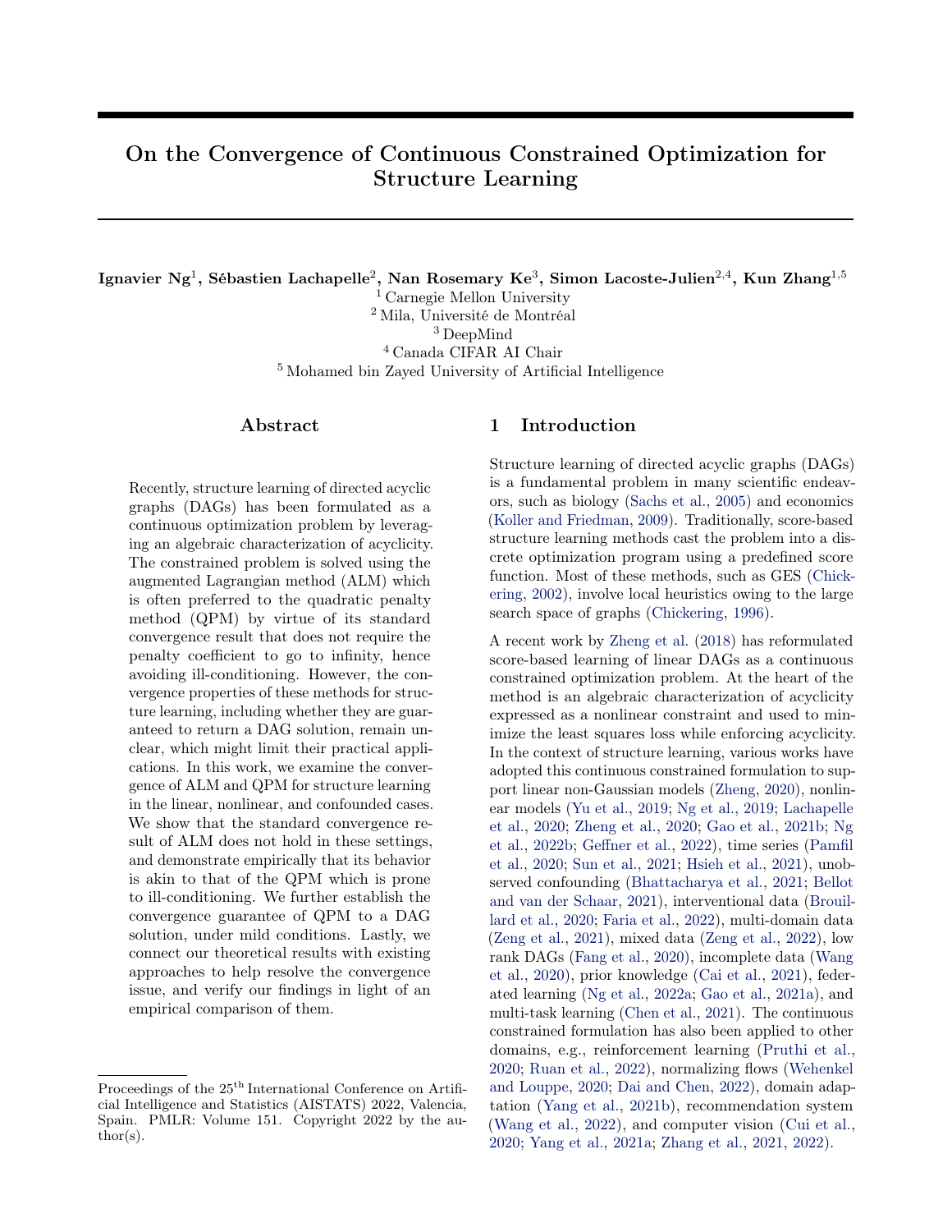# On the Convergence of Continuous Constrained Optimization for Structure Learning

**Ignavier Ng[1], Sébastien Lachapelle[2], Nan Rosemary Ke[3], Simon Lacoste-Julien[2,4], Kun Zhang[1,5]**

[1] Carnegie Mellon University
[2] Mila, Université de Montréal
[3] DeepMind
[4] Canada CIFAR AI Chair
[5] Mohamed bin Zayed University of Artificial Intelligence

## Abstract

Recently, structure learning of directed acyclic graphs (DAGs) has been formulated as a continuous optimization problem by leveraging an algebraic characterization of acyclicity. The constrained problem is solved using the augmented Lagrangian method (ALM) which is often preferred to the quadratic penalty method (QPM) by virtue of its standard convergence result that does not require the penalty coefficient to go to infinity, hence avoiding ill-conditioning. However, the convergence properties of these methods for structure learning, including whether they are guaranteed to return a DAG solution, remain unclear, which might limit their practical applications. In this work, we examine the convergence of ALM and QPM for structure learning in the linear, nonlinear, and confounded cases. We show that the standard convergence result of ALM does not hold in these settings, and demonstrate empirically that its behavior is akin to that of the QPM which is prone to ill-conditioning. We further establish the convergence guarantee of QPM to a DAG solution, under mild conditions. Lastly, we connect our theoretical results with existing approaches to help resolve the convergence issue, and verify our findings in light of an empirical comparison of them.

## 1 Introduction

Structure learning of directed acyclic graphs (DAGs) is a fundamental problem in many scientific endeavors, such as biology (Sachs et al., 2005) and economics (Koller and Friedman, 2009). Traditionally, score-based structure learning methods cast the problem into a discrete optimization program using a predefined score function. Most of these methods, such as GES (Chickering, 2002), involve local heuristics owing to the large search space of graphs (Chickering, 1996).

A recent work by Zheng et al. (2018) has reformulated score-based learning of linear DAGs as a continuous constrained optimization problem. At the heart of the method is an algebraic characterization of acyclicity expressed as a nonlinear constraint and used to minimize the least squares loss while enforcing acyclicity. In the context of structure learning, various works have adopted this continuous constrained formulation to support linear non-Gaussian models (Zheng, 2020), nonlinear models (Yu et al., 2019; Ng et al., 2019; Lachapelle et al., 2020; Zheng et al., 2020; Gao et al., 2021b; Ng et al., 2022b; Geffner et al., 2022), time series (Pamfil et al., 2020; Sun et al., 2021; Hsieh et al., 2021), unobserved confounding (Bhattacharya et al., 2021; Bellot and van der Schaar, 2021), interventional data (Brouillard et al., 2020; Faria et al., 2022), multi-domain data (Zeng et al., 2021), mixed data (Zeng et al., 2022), low rank DAGs (Fang et al., 2020), incomplete data (Wang et al., 2020), prior knowledge (Cai et al., 2021), federated learning (Ng et al., 2022a; Gao et al., 2021a), and multi-task learning (Chen et al., 2021). The continuous constrained formulation has also been applied to other domains, e.g., reinforcement learning (Pruthi et al., 2020; Ruan et al., 2022), normalizing flows (Wehenkel and Louppe, 2020; Dai and Chen, 2022), domain adaptation (Yang et al., 2021b), recommendation system (Wang et al., 2022), and computer vision (Cui et al., 2020; Yang et al., 2021a; Zhang et al., 2021, 2022).

Proceedings of the 25[th] International Conference on Artificial Intelligence and Statistics (AISTATS) 2022, Valencia, Spain. PMLR: Volume 151. Copyright 2022 by the author(s).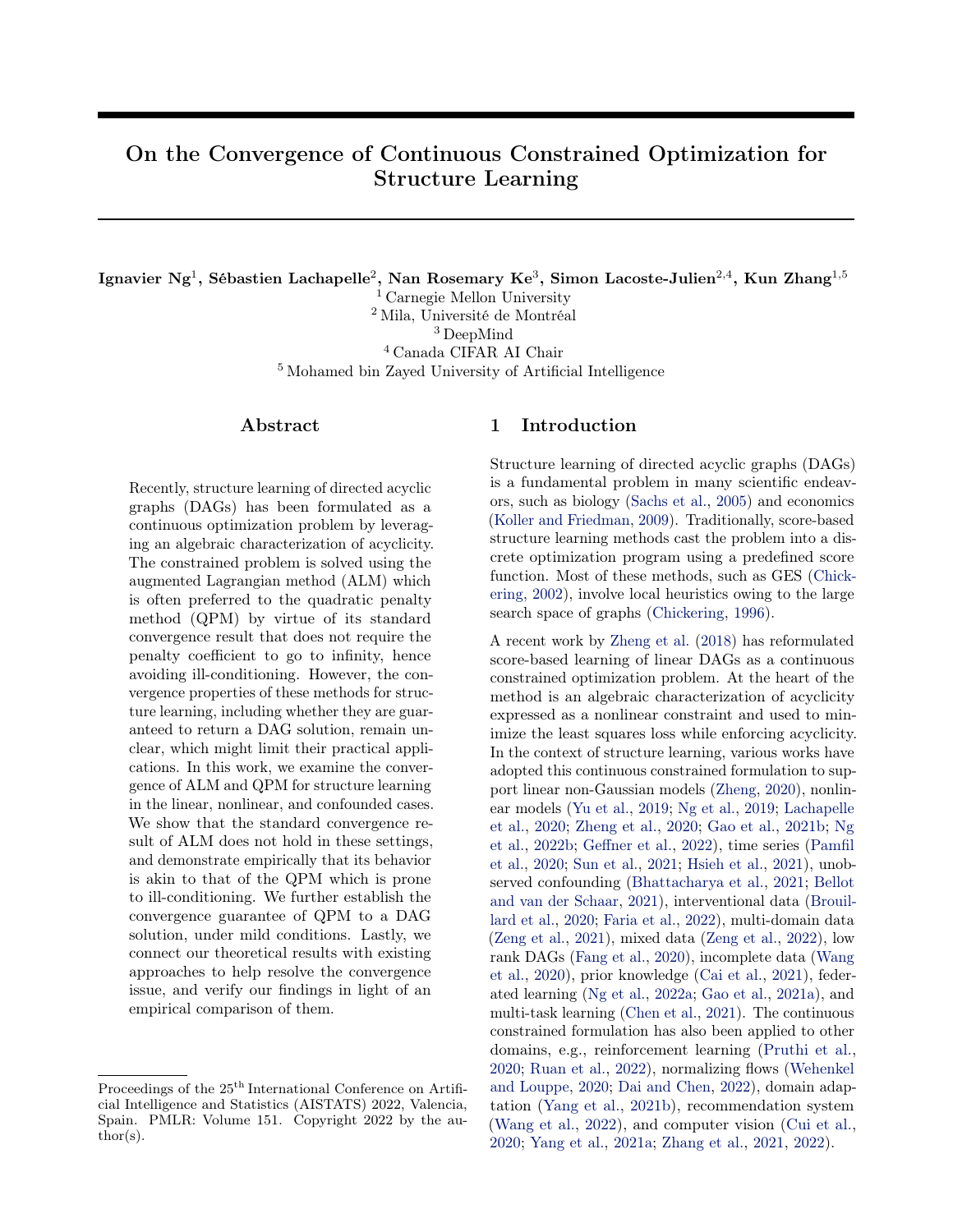# On the Convergence of Continuous Constrained Optimization for Structure Learning

**Ignavier Ng**[1], **Sébastien Lachapelle**[2], **Nan Rosemary Ke**[3], **Simon Lacoste-Julien**[2,4], **Kun Zhang**[1,5]

[1] Carnegie Mellon University
[2] Mila, Université de Montréal
[3] DeepMind
[4] Canada CIFAR AI Chair
[5] Mohamed bin Zayed University of Artificial Intelligence

## Abstract

Recently, structure learning of directed acyclic graphs (DAGs) has been formulated as a continuous optimization problem by leveraging an algebraic characterization of acyclicity. The constrained problem is solved using the augmented Lagrangian method (ALM) which is often preferred to the quadratic penalty method (QPM) by virtue of its standard convergence result that does not require the penalty coefficient to go to infinity, hence avoiding ill-conditioning. However, the convergence properties of these methods for structure learning, including whether they are guaranteed to return a DAG solution, remain unclear, which might limit their practical applications. In this work, we examine the convergence of ALM and QPM for structure learning in the linear, nonlinear, and confounded cases. We show that the standard convergence result of ALM does not hold in these settings, and demonstrate empirically that its behavior is akin to that of the QPM which is prone to ill-conditioning. We further establish the convergence guarantee of QPM to a DAG solution, under mild conditions. Lastly, we connect our theoretical results with existing approaches to help resolve the convergence issue, and verify our findings in light of an empirical comparison of them.

## 1 Introduction

Structure learning of directed acyclic graphs (DAGs) is a fundamental problem in many scientific endeavors, such as biology (Sachs et al., 2005) and economics (Koller and Friedman, 2009). Traditionally, score-based structure learning methods cast the problem into a discrete optimization program using a predefined score function. Most of these methods, such as GES (Chickering, 2002), involve local heuristics owing to the large search space of graphs (Chickering, 1996).

A recent work by Zheng et al. (2018) has reformulated score-based learning of linear DAGs as a continuous constrained optimization problem. At the heart of the method is an algebraic characterization of acyclicity expressed as a nonlinear constraint and used to minimize the least squares loss while enforcing acyclicity. In the context of structure learning, various works have adopted this continuous constrained formulation to support linear non-Gaussian models (Zheng, 2020), nonlinear models (Yu et al., 2019; Ng et al., 2019; Lachapelle et al., 2020; Zheng et al., 2020; Gao et al., 2021b; Ng et al., 2022b; Geffner et al., 2022), time series (Pamfil et al., 2020; Sun et al., 2021; Hsieh et al., 2021), unobserved confounding (Bhattacharya et al., 2021; Bellot and van der Schaar, 2021), interventional data (Brouillard et al., 2020; Faria et al., 2022), multi-domain data (Zeng et al., 2021), mixed data (Zeng et al., 2022), low rank DAGs (Fang et al., 2020), incomplete data (Wang et al., 2020), prior knowledge (Cai et al., 2021), federated learning (Ng et al., 2022a; Gao et al., 2021a), and multi-task learning (Chen et al., 2021). The continuous constrained formulation has also been applied to other domains, e.g., reinforcement learning (Pruthi et al., 2020; Ruan et al., 2022), normalizing flows (Wehenkel and Louppe, 2020; Dai and Chen, 2022), domain adaptation (Yang et al., 2021b), recommendation system (Wang et al., 2022), and computer vision (Cui et al., 2020; Yang et al., 2021a; Zhang et al., 2021, 2022).

Proceedings of the 25[th] International Conference on Artificial Intelligence and Statistics (AISTATS) 2022, Valencia, Spain. PMLR: Volume 151. Copyright 2022 by the author(s).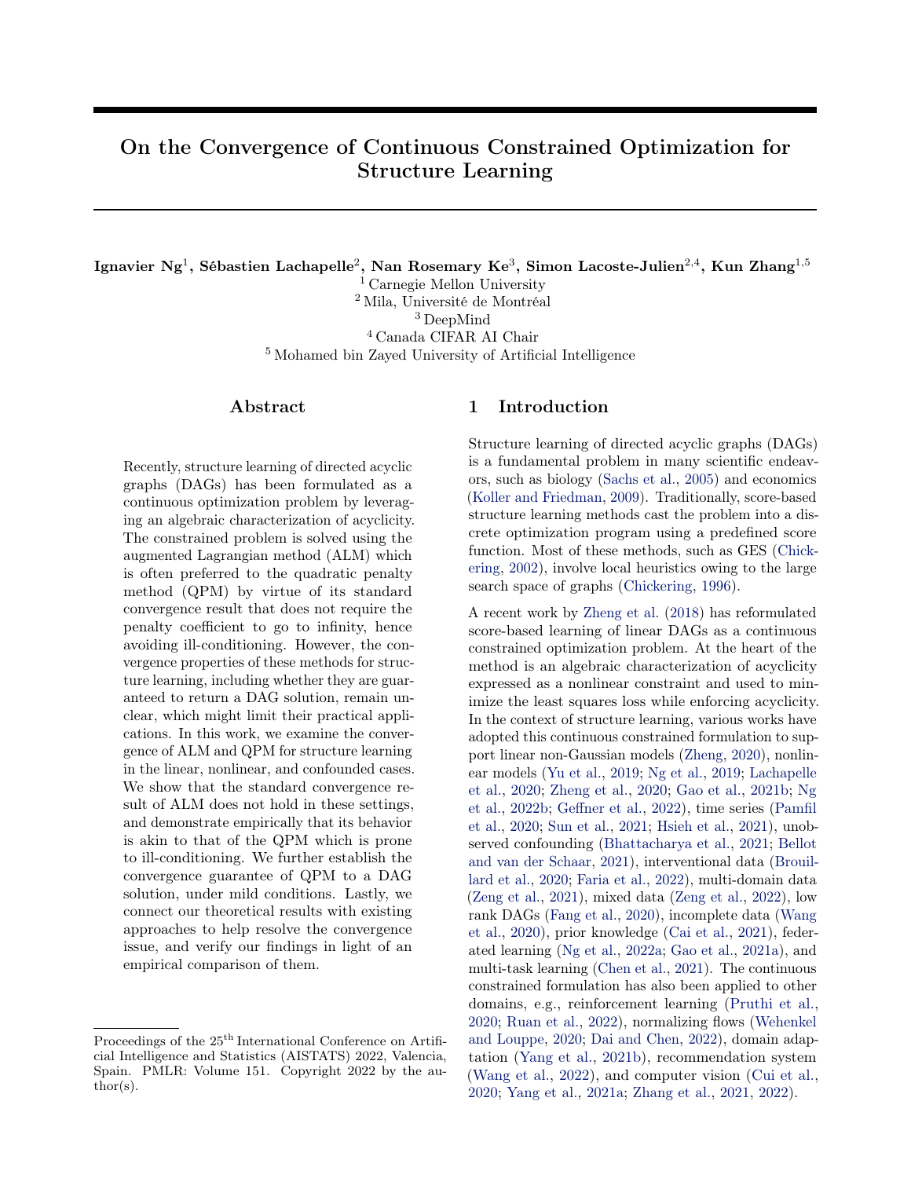# On the Convergence of Continuous Constrained Optimization for Structure Learning

**Ignavier Ng**[1], **Sébastien Lachapelle**[2], **Nan Rosemary Ke**[3], **Simon Lacoste-Julien**[2,4], **Kun Zhang**[1,5]

[1] Carnegie Mellon University
[2] Mila, Université de Montréal
[3] DeepMind
[4] Canada CIFAR AI Chair
[5] Mohamed bin Zayed University of Artificial Intelligence

## Abstract

Recently, structure learning of directed acyclic graphs (DAGs) has been formulated as a continuous optimization problem by leveraging an algebraic characterization of acyclicity. The constrained problem is solved using the augmented Lagrangian method (ALM) which is often preferred to the quadratic penalty method (QPM) by virtue of its standard convergence result that does not require the penalty coefficient to go to infinity, hence avoiding ill-conditioning. However, the convergence properties of these methods for structure learning, including whether they are guaranteed to return a DAG solution, remain unclear, which might limit their practical applications. In this work, we examine the convergence of ALM and QPM for structure learning in the linear, nonlinear, and confounded cases. We show that the standard convergence result of ALM does not hold in these settings, and demonstrate empirically that its behavior is akin to that of the QPM which is prone to ill-conditioning. We further establish the convergence guarantee of QPM to a DAG solution, under mild conditions. Lastly, we connect our theoretical results with existing approaches to help resolve the convergence issue, and verify our findings in light of an empirical comparison of them.

## 1 Introduction

Structure learning of directed acyclic graphs (DAGs) is a fundamental problem in many scientific endeavors, such as biology (Sachs et al., 2005) and economics (Koller and Friedman, 2009). Traditionally, score-based structure learning methods cast the problem into a discrete optimization program using a predefined score function. Most of these methods, such as GES (Chickering, 2002), involve local heuristics owing to the large search space of graphs (Chickering, 1996).

A recent work by Zheng et al. (2018) has reformulated score-based learning of linear DAGs as a continuous constrained optimization problem. At the heart of the method is an algebraic characterization of acyclicity expressed as a nonlinear constraint and used to minimize the least squares loss while enforcing acyclicity. In the context of structure learning, various works have adopted this continuous constrained formulation to support linear non-Gaussian models (Zheng, 2020), nonlinear models (Yu et al., 2019; Ng et al., 2019; Lachapelle et al., 2020; Zheng et al., 2020; Gao et al., 2021b; Ng et al., 2022b; Geffner et al., 2022), time series (Pamfil et al., 2020; Sun et al., 2021; Hsieh et al., 2021), unobserved confounding (Bhattacharya et al., 2021; Bellot and van der Schaar, 2021), interventional data (Brouillard et al., 2020; Faria et al., 2022), multi-domain data (Zeng et al., 2021), mixed data (Zeng et al., 2022), low rank DAGs (Fang et al., 2020), incomplete data (Wang et al., 2020), prior knowledge (Cai et al., 2021), federated learning (Ng et al., 2022a; Gao et al., 2021a), and multi-task learning (Chen et al., 2021). The continuous constrained formulation has also been applied to other domains, e.g., reinforcement learning (Pruthi et al., 2020; Ruan et al., 2022), normalizing flows (Wehenkel and Louppe, 2020; Dai and Chen, 2022), domain adaptation (Yang et al., 2021b), recommendation system (Wang et al., 2022), and computer vision (Cui et al., 2020; Yang et al., 2021a; Zhang et al., 2021, 2022).

Proceedings of the 25[th] International Conference on Artificial Intelligence and Statistics (AISTATS) 2022, Valencia, Spain. PMLR: Volume 151. Copyright 2022 by the author(s).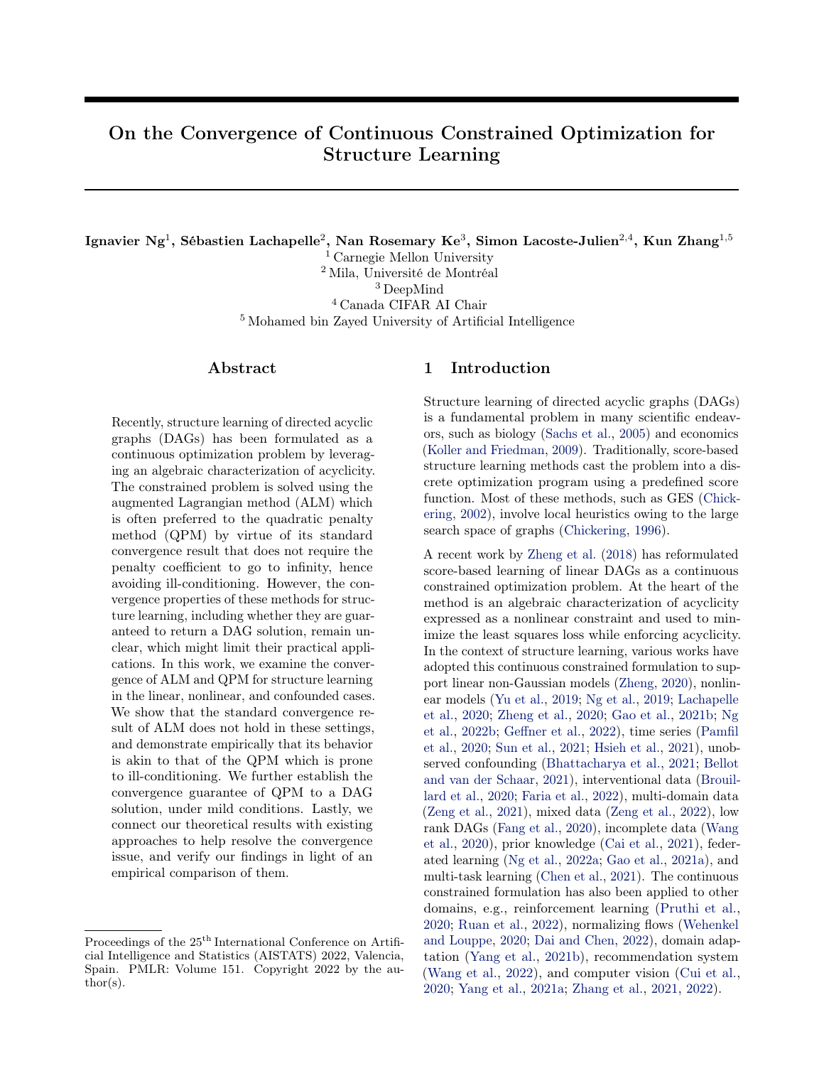# On the Convergence of Continuous Constrained Optimization for Structure Learning

**Ignavier Ng**[1], **Sébastien Lachapelle**[2], **Nan Rosemary Ke**[3], **Simon Lacoste-Julien**[2,4], **Kun Zhang**[1,5]

[1] Carnegie Mellon University
[2] Mila, Université de Montréal
[3] DeepMind
[4] Canada CIFAR AI Chair
[5] Mohamed bin Zayed University of Artificial Intelligence

## Abstract

Recently, structure learning of directed acyclic graphs (DAGs) has been formulated as a continuous optimization problem by leveraging an algebraic characterization of acyclicity. The constrained problem is solved using the augmented Lagrangian method (ALM) which is often preferred to the quadratic penalty method (QPM) by virtue of its standard convergence result that does not require the penalty coefficient to go to infinity, hence avoiding ill-conditioning. However, the convergence properties of these methods for structure learning, including whether they are guaranteed to return a DAG solution, remain unclear, which might limit their practical applications. In this work, we examine the convergence of ALM and QPM for structure learning in the linear, nonlinear, and confounded cases. We show that the standard convergence result of ALM does not hold in these settings, and demonstrate empirically that its behavior is akin to that of the QPM which is prone to ill-conditioning. We further establish the convergence guarantee of QPM to a DAG solution, under mild conditions. Lastly, we connect our theoretical results with existing approaches to help resolve the convergence issue, and verify our findings in light of an empirical comparison of them.

## 1 Introduction

Structure learning of directed acyclic graphs (DAGs) is a fundamental problem in many scientific endeavors, such as biology (Sachs et al., 2005) and economics (Koller and Friedman, 2009). Traditionally, score-based structure learning methods cast the problem into a discrete optimization program using a predefined score function. Most of these methods, such as GES (Chickering, 2002), involve local heuristics owing to the large search space of graphs (Chickering, 1996).

A recent work by Zheng et al. (2018) has reformulated score-based learning of linear DAGs as a continuous constrained optimization problem. At the heart of the method is an algebraic characterization of acyclicity expressed as a nonlinear constraint and used to minimize the least squares loss while enforcing acyclicity. In the context of structure learning, various works have adopted this continuous constrained formulation to support linear non-Gaussian models (Zheng, 2020), nonlinear models (Yu et al., 2019; Ng et al., 2019; Lachapelle et al., 2020; Zheng et al., 2020; Gao et al., 2021b; Ng et al., 2022b; Geffner et al., 2022), time series (Pamfil et al., 2020; Sun et al., 2021; Hsieh et al., 2021), unobserved confounding (Bhattacharya et al., 2021; Bellot and van der Schaar, 2021), interventional data (Brouillard et al., 2020; Faria et al., 2022), multi-domain data (Zeng et al., 2021), mixed data (Zeng et al., 2022), low rank DAGs (Fang et al., 2020), incomplete data (Wang et al., 2020), prior knowledge (Cai et al., 2021), federated learning (Ng et al., 2022a; Gao et al., 2021a), and multi-task learning (Chen et al., 2021). The continuous constrained formulation has also been applied to other domains, e.g., reinforcement learning (Pruthi et al., 2020; Ruan et al., 2022), normalizing flows (Wehenkel and Louppe, 2020; Dai and Chen, 2022), domain adaptation (Yang et al., 2021b), recommendation system (Wang et al., 2022), and computer vision (Cui et al., 2020; Yang et al., 2021a; Zhang et al., 2021, 2022).

Proceedings of the 25[th] International Conference on Artificial Intelligence and Statistics (AISTATS) 2022, Valencia, Spain. PMLR: Volume 151. Copyright 2022 by the author(s).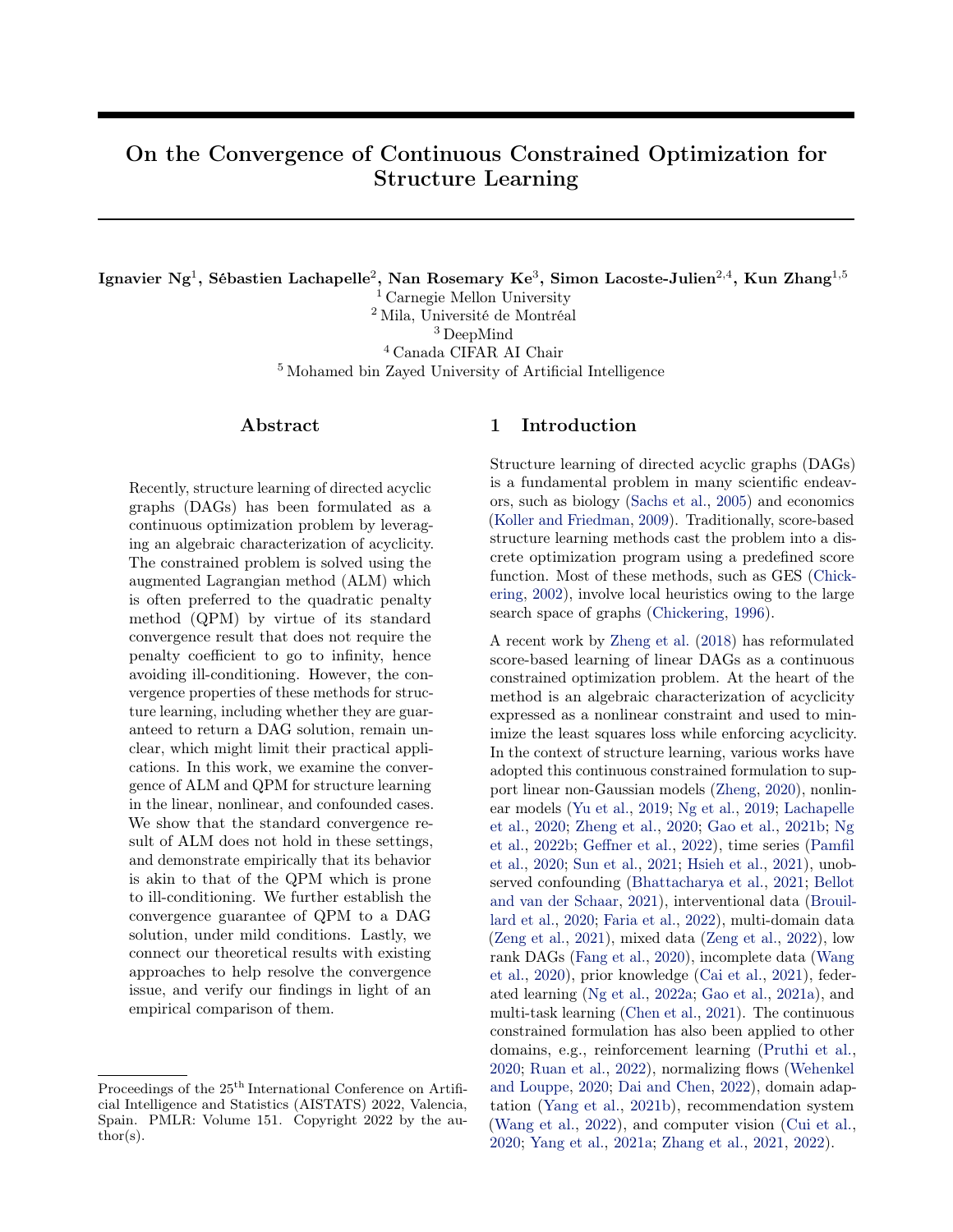# On the Convergence of Continuous Constrained Optimization for Structure Learning

**Ignavier Ng**[1], **Sébastien Lachapelle**[2], **Nan Rosemary Ke**[3], **Simon Lacoste-Julien**[2,4], **Kun Zhang**[1,5]

[1] Carnegie Mellon University
[2] Mila, Université de Montréal
[3] DeepMind
[4] Canada CIFAR AI Chair
[5] Mohamed bin Zayed University of Artificial Intelligence

## Abstract

Recently, structure learning of directed acyclic graphs (DAGs) has been formulated as a continuous optimization problem by leveraging an algebraic characterization of acyclicity. The constrained problem is solved using the augmented Lagrangian method (ALM) which is often preferred to the quadratic penalty method (QPM) by virtue of its standard convergence result that does not require the penalty coefficient to go to infinity, hence avoiding ill-conditioning. However, the convergence properties of these methods for structure learning, including whether they are guaranteed to return a DAG solution, remain unclear, which might limit their practical applications. In this work, we examine the convergence of ALM and QPM for structure learning in the linear, nonlinear, and confounded cases. We show that the standard convergence result of ALM does not hold in these settings, and demonstrate empirically that its behavior is akin to that of the QPM which is prone to ill-conditioning. We further establish the convergence guarantee of QPM to a DAG solution, under mild conditions. Lastly, we connect our theoretical results with existing approaches to help resolve the convergence issue, and verify our findings in light of an empirical comparison of them.

## 1 Introduction

Structure learning of directed acyclic graphs (DAGs) is a fundamental problem in many scientific endeavors, such as biology (Sachs et al., 2005) and economics (Koller and Friedman, 2009). Traditionally, score-based structure learning methods cast the problem into a discrete optimization program using a predefined score function. Most of these methods, such as GES (Chickering, 2002), involve local heuristics owing to the large search space of graphs (Chickering, 1996).

A recent work by Zheng et al. (2018) has reformulated score-based learning of linear DAGs as a continuous constrained optimization problem. At the heart of the method is an algebraic characterization of acyclicity expressed as a nonlinear constraint and used to minimize the least squares loss while enforcing acyclicity. In the context of structure learning, various works have adopted this continuous constrained formulation to support linear non-Gaussian models (Zheng, 2020), nonlinear models (Yu et al., 2019; Ng et al., 2019; Lachapelle et al., 2020; Zheng et al., 2020; Gao et al., 2021b; Ng et al., 2022b; Geffner et al., 2022), time series (Pamfil et al., 2020; Sun et al., 2021; Hsieh et al., 2021), unobserved confounding (Bhattacharya et al., 2021; Bellot and van der Schaar, 2021), interventional data (Brouillard et al., 2020; Faria et al., 2022), multi-domain data (Zeng et al., 2021), mixed data (Zeng et al., 2022), low rank DAGs (Fang et al., 2020), incomplete data (Wang et al., 2020), prior knowledge (Cai et al., 2021), federated learning (Ng et al., 2022a; Gao et al., 2021a), and multi-task learning (Chen et al., 2021). The continuous constrained formulation has also been applied to other domains, e.g., reinforcement learning (Pruthi et al., 2020; Ruan et al., 2022), normalizing flows (Wehenkel and Louppe, 2020; Dai and Chen, 2022), domain adaptation (Yang et al., 2021b), recommendation system (Wang et al., 2022), and computer vision (Cui et al., 2020; Yang et al., 2021a; Zhang et al., 2021, 2022).

Proceedings of the 25[th] International Conference on Artificial Intelligence and Statistics (AISTATS) 2022, Valencia, Spain. PMLR: Volume 151. Copyright 2022 by the author(s).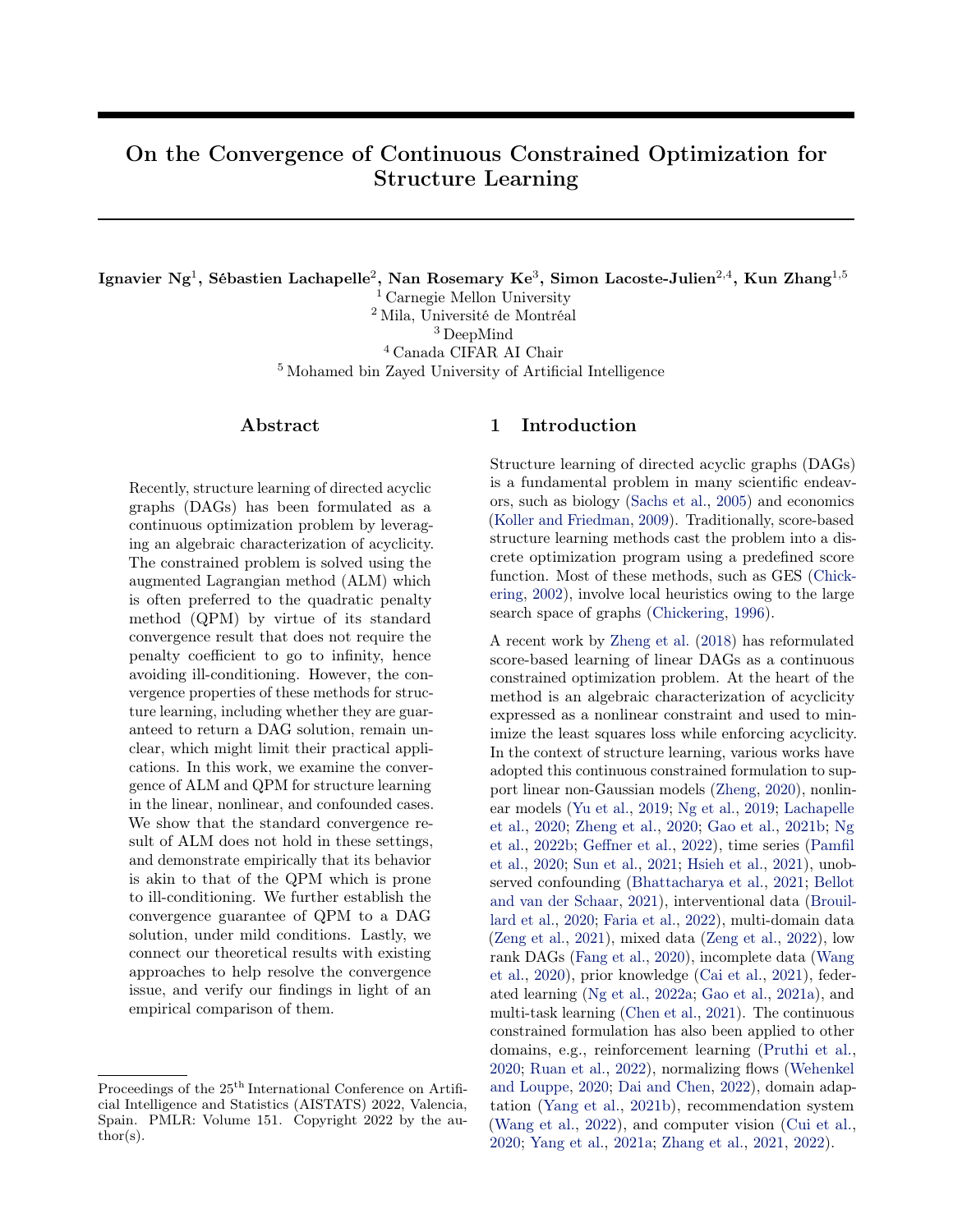# On the Convergence of Continuous Constrained Optimization for Structure Learning

**Ignavier Ng**[1], **Sébastien Lachapelle**[2], **Nan Rosemary Ke**[3], **Simon Lacoste-Julien**[2,4], **Kun Zhang**[1,5]

[1] Carnegie Mellon University
[2] Mila, Université de Montréal
[3] DeepMind
[4] Canada CIFAR AI Chair
[5] Mohamed bin Zayed University of Artificial Intelligence

## Abstract

Recently, structure learning of directed acyclic graphs (DAGs) has been formulated as a continuous optimization problem by leveraging an algebraic characterization of acyclicity. The constrained problem is solved using the augmented Lagrangian method (ALM) which is often preferred to the quadratic penalty method (QPM) by virtue of its standard convergence result that does not require the penalty coefficient to go to infinity, hence avoiding ill-conditioning. However, the convergence properties of these methods for structure learning, including whether they are guaranteed to return a DAG solution, remain unclear, which might limit their practical applications. In this work, we examine the convergence of ALM and QPM for structure learning in the linear, nonlinear, and confounded cases. We show that the standard convergence result of ALM does not hold in these settings, and demonstrate empirically that its behavior is akin to that of the QPM which is prone to ill-conditioning. We further establish the convergence guarantee of QPM to a DAG solution, under mild conditions. Lastly, we connect our theoretical results with existing approaches to help resolve the convergence issue, and verify our findings in light of an empirical comparison of them.

## 1 Introduction

Structure learning of directed acyclic graphs (DAGs) is a fundamental problem in many scientific endeavors, such as biology (Sachs et al., 2005) and economics (Koller and Friedman, 2009). Traditionally, score-based structure learning methods cast the problem into a discrete optimization program using a predefined score function. Most of these methods, such as GES (Chickering, 2002), involve local heuristics owing to the large search space of graphs (Chickering, 1996).

A recent work by Zheng et al. (2018) has reformulated score-based learning of linear DAGs as a continuous constrained optimization problem. At the heart of the method is an algebraic characterization of acyclicity expressed as a nonlinear constraint and used to minimize the least squares loss while enforcing acyclicity. In the context of structure learning, various works have adopted this continuous constrained formulation to support linear non-Gaussian models (Zheng, 2020), nonlinear models (Yu et al., 2019; Ng et al., 2019; Lachapelle et al., 2020; Zheng et al., 2020; Gao et al., 2021b; Ng et al., 2022b; Geffner et al., 2022), time series (Pamfil et al., 2020; Sun et al., 2021; Hsieh et al., 2021), unobserved confounding (Bhattacharya et al., 2021; Bellot and van der Schaar, 2021), interventional data (Brouillard et al., 2020; Faria et al., 2022), multi-domain data (Zeng et al., 2021), mixed data (Zeng et al., 2022), low rank DAGs (Fang et al., 2020), incomplete data (Wang et al., 2020), prior knowledge (Cai et al., 2021), federated learning (Ng et al., 2022a; Gao et al., 2021a), and multi-task learning (Chen et al., 2021). The continuous constrained formulation has also been applied to other domains, e.g., reinforcement learning (Pruthi et al., 2020; Ruan et al., 2022), normalizing flows (Wehenkel and Louppe, 2020; Dai and Chen, 2022), domain adaptation (Yang et al., 2021b), recommendation system (Wang et al., 2022), and computer vision (Cui et al., 2020; Yang et al., 2021a; Zhang et al., 2021, 2022).

Proceedings of the 25[th] International Conference on Artificial Intelligence and Statistics (AISTATS) 2022, Valencia, Spain. PMLR: Volume 151. Copyright 2022 by the author(s).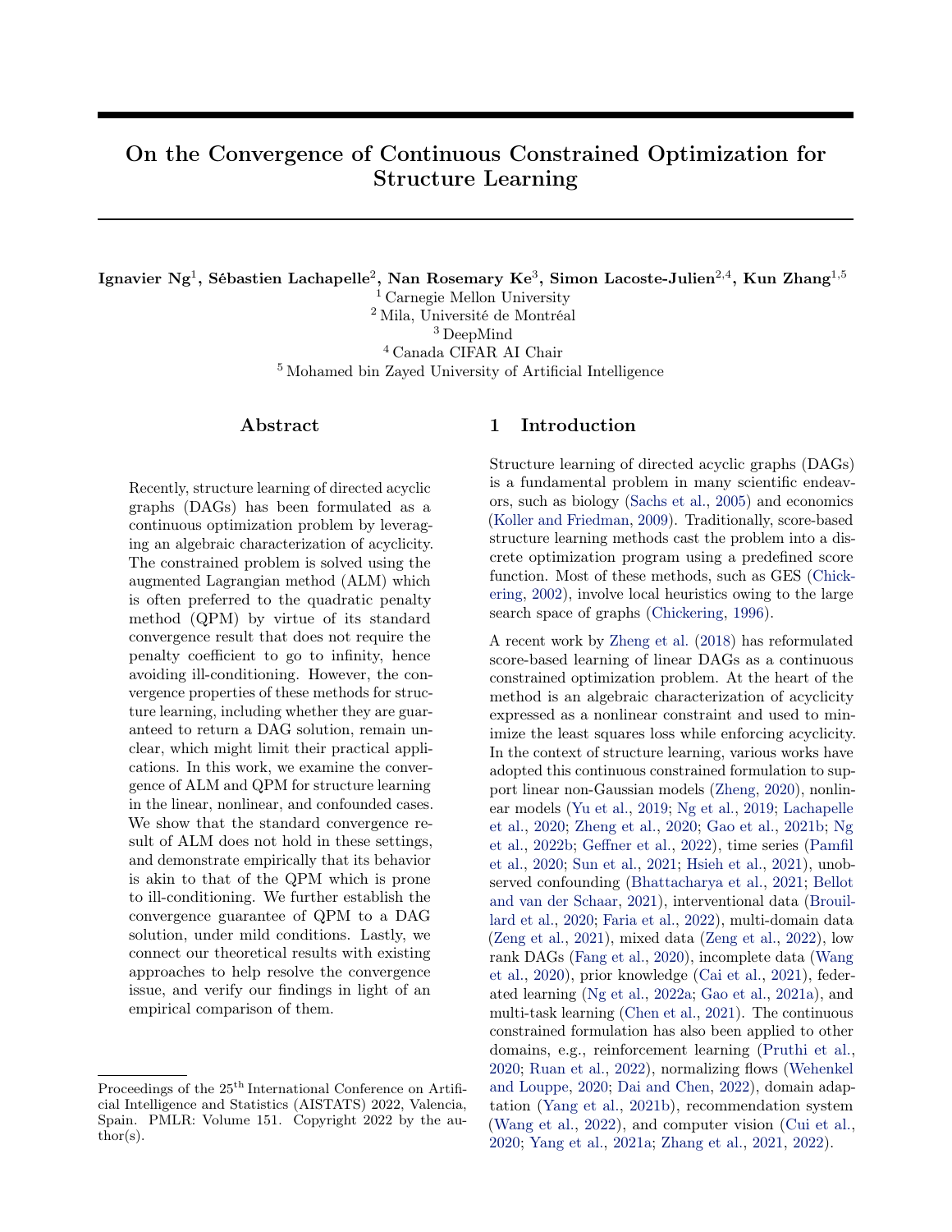# On the Convergence of Continuous Constrained Optimization for Structure Learning

**Ignavier Ng**[1], **Sébastien Lachapelle**[2], **Nan Rosemary Ke**[3], **Simon Lacoste-Julien**[2,4], **Kun Zhang**[1,5]

[1] Carnegie Mellon University
[2] Mila, Université de Montréal
[3] DeepMind
[4] Canada CIFAR AI Chair
[5] Mohamed bin Zayed University of Artificial Intelligence

## Abstract

Recently, structure learning of directed acyclic graphs (DAGs) has been formulated as a continuous optimization problem by leveraging an algebraic characterization of acyclicity. The constrained problem is solved using the augmented Lagrangian method (ALM) which is often preferred to the quadratic penalty method (QPM) by virtue of its standard convergence result that does not require the penalty coefficient to go to infinity, hence avoiding ill-conditioning. However, the convergence properties of these methods for structure learning, including whether they are guaranteed to return a DAG solution, remain unclear, which might limit their practical applications. In this work, we examine the convergence of ALM and QPM for structure learning in the linear, nonlinear, and confounded cases. We show that the standard convergence result of ALM does not hold in these settings, and demonstrate empirically that its behavior is akin to that of the QPM which is prone to ill-conditioning. We further establish the convergence guarantee of QPM to a DAG solution, under mild conditions. Lastly, we connect our theoretical results with existing approaches to help resolve the convergence issue, and verify our findings in light of an empirical comparison of them.

Proceedings of the 25[th] International Conference on Artificial Intelligence and Statistics (AISTATS) 2022, Valencia, Spain. PMLR: Volume 151. Copyright 2022 by the author(s).

## 1 Introduction

Structure learning of directed acyclic graphs (DAGs) is a fundamental problem in many scientific endeavors, such as biology (Sachs et al., 2005) and economics (Koller and Friedman, 2009). Traditionally, score-based structure learning methods cast the problem into a discrete optimization program using a predefined score function. Most of these methods, such as GES (Chickering, 2002), involve local heuristics owing to the large search space of graphs (Chickering, 1996).

A recent work by Zheng et al. (2018) has reformulated score-based learning of linear DAGs as a continuous constrained optimization problem. At the heart of the method is an algebraic characterization of acyclicity expressed as a nonlinear constraint and used to minimize the least squares loss while enforcing acyclicity. In the context of structure learning, various works have adopted this continuous constrained formulation to support linear non-Gaussian models (Zheng, 2020), nonlinear models (Yu et al., 2019; Ng et al., 2019; Lachapelle et al., 2020; Zheng et al., 2020; Gao et al., 2021b; Ng et al., 2022b; Geffner et al., 2022), time series (Pamfil et al., 2020; Sun et al., 2021; Hsieh et al., 2021), unobserved confounding (Bhattacharya et al., 2021; Bellot and van der Schaar, 2021), interventional data (Brouillard et al., 2020; Faria et al., 2022), multi-domain data (Zeng et al., 2021), mixed data (Zeng et al., 2022), low rank DAGs (Fang et al., 2020), incomplete data (Wang et al., 2020), prior knowledge (Cai et al., 2021), federated learning (Ng et al., 2022a; Gao et al., 2021a), and multi-task learning (Chen et al., 2021). The continuous constrained formulation has also been applied to other domains, e.g., reinforcement learning (Pruthi et al., 2020; Ruan et al., 2022), normalizing flows (Wehenkel and Louppe, 2020; Dai and Chen, 2022), domain adaptation (Yang et al., 2021b), recommendation system (Wang et al., 2022), and computer vision (Cui et al., 2020; Yang et al., 2021a; Zhang et al., 2021, 2022).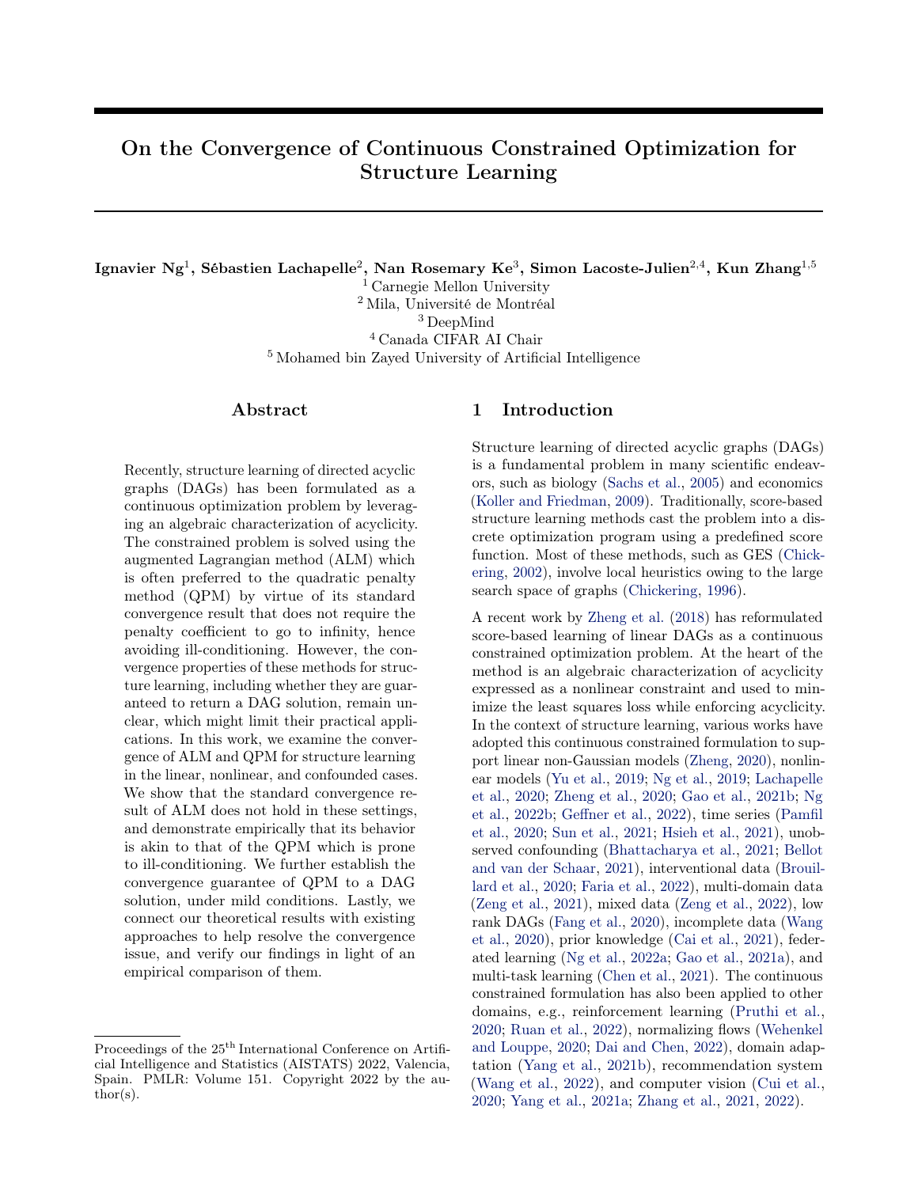# On the Convergence of Continuous Constrained Optimization for Structure Learning

**Ignavier Ng**[1], **Sébastien Lachapelle**[2], **Nan Rosemary Ke**[3], **Simon Lacoste-Julien**[2,4], **Kun Zhang**[1,5]

[1] Carnegie Mellon University
[2] Mila, Université de Montréal
[3] DeepMind
[4] Canada CIFAR AI Chair
[5] Mohamed bin Zayed University of Artificial Intelligence

## Abstract

Recently, structure learning of directed acyclic graphs (DAGs) has been formulated as a continuous optimization problem by leveraging an algebraic characterization of acyclicity. The constrained problem is solved using the augmented Lagrangian method (ALM) which is often preferred to the quadratic penalty method (QPM) by virtue of its standard convergence result that does not require the penalty coefficient to go to infinity, hence avoiding ill-conditioning. However, the convergence properties of these methods for structure learning, including whether they are guaranteed to return a DAG solution, remain unclear, which might limit their practical applications. In this work, we examine the convergence of ALM and QPM for structure learning in the linear, nonlinear, and confounded cases. We show that the standard convergence result of ALM does not hold in these settings, and demonstrate empirically that its behavior is akin to that of the QPM which is prone to ill-conditioning. We further establish the convergence guarantee of QPM to a DAG solution, under mild conditions. Lastly, we connect our theoretical results with existing approaches to help resolve the convergence issue, and verify our findings in light of an empirical comparison of them.

## 1 Introduction

Structure learning of directed acyclic graphs (DAGs) is a fundamental problem in many scientific endeavors, such as biology (Sachs et al., 2005) and economics (Koller and Friedman, 2009). Traditionally, score-based structure learning methods cast the problem into a discrete optimization program using a predefined score function. Most of these methods, such as GES (Chickering, 2002), involve local heuristics owing to the large search space of graphs (Chickering, 1996).

A recent work by Zheng et al. (2018) has reformulated score-based learning of linear DAGs as a continuous constrained optimization problem. At the heart of the method is an algebraic characterization of acyclicity expressed as a nonlinear constraint and used to minimize the least squares loss while enforcing acyclicity. In the context of structure learning, various works have adopted this continuous constrained formulation to support linear non-Gaussian models (Zheng, 2020), nonlinear models (Yu et al., 2019; Ng et al., 2019; Lachapelle et al., 2020; Zheng et al., 2020; Gao et al., 2021b; Ng et al., 2022b; Geffner et al., 2022), time series (Pamfil et al., 2020; Sun et al., 2021; Hsieh et al., 2021), unobserved confounding (Bhattacharya et al., 2021; Bellot and van der Schaar, 2021), interventional data (Brouillard et al., 2020; Faria et al., 2022), multi-domain data (Zeng et al., 2021), mixed data (Zeng et al., 2022), low rank DAGs (Fang et al., 2020), incomplete data (Wang et al., 2020), prior knowledge (Cai et al., 2021), federated learning (Ng et al., 2022a; Gao et al., 2021a), and multi-task learning (Chen et al., 2021). The continuous constrained formulation has also been applied to other domains, e.g., reinforcement learning (Pruthi et al., 2020; Ruan et al., 2022), normalizing flows (Wehenkel and Louppe, 2020; Dai and Chen, 2022), domain adaptation (Yang et al., 2021b), recommendation system (Wang et al., 2022), and computer vision (Cui et al., 2020; Yang et al., 2021a; Zhang et al., 2021, 2022).

---

Proceedings of the 25th International Conference on Artificial Intelligence and Statistics (AISTATS) 2022, Valencia, Spain. PMLR: Volume 151. Copyright 2022 by the author(s).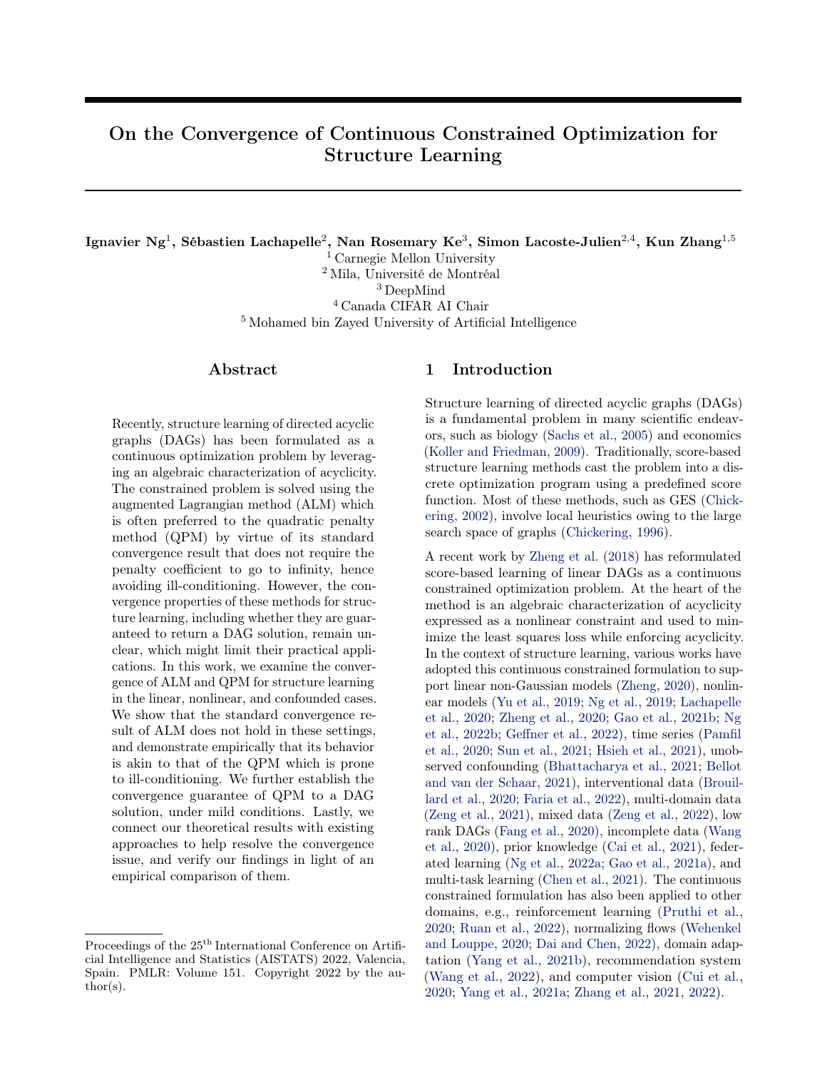# On the Convergence of Continuous Constrained Optimization for Structure Learning

**Ignavier Ng**[1], **Sébastien Lachapelle**[2], **Nan Rosemary Ke**[3], **Simon Lacoste-Julien**[2,4], **Kun Zhang**[1,5]

[1] Carnegie Mellon University
[2] Mila, Université de Montréal
[3] DeepMind
[4] Canada CIFAR AI Chair
[5] Mohamed bin Zayed University of Artificial Intelligence

## Abstract

Recently, structure learning of directed acyclic graphs (DAGs) has been formulated as a continuous optimization problem by leveraging an algebraic characterization of acyclicity. The constrained problem is solved using the augmented Lagrangian method (ALM) which is often preferred to the quadratic penalty method (QPM) by virtue of its standard convergence result that does not require the penalty coefficient to go to infinity, hence avoiding ill-conditioning. However, the convergence properties of these methods for structure learning, including whether they are guaranteed to return a DAG solution, remain unclear, which might limit their practical applications. In this work, we examine the convergence of ALM and QPM for structure learning in the linear, nonlinear, and confounded cases. We show that the standard convergence result of ALM does not hold in these settings, and demonstrate empirically that its behavior is akin to that of the QPM which is prone to ill-conditioning. We further establish the convergence guarantee of QPM to a DAG solution, under mild conditions. Lastly, we connect our theoretical results with existing approaches to help resolve the convergence issue, and verify our findings in light of an empirical comparison of them.

## 1 Introduction

Structure learning of directed acyclic graphs (DAGs) is a fundamental problem in many scientific endeavors, such as biology (Sachs et al., 2005) and economics (Koller and Friedman, 2009). Traditionally, score-based structure learning methods cast the problem into a discrete optimization program using a predefined score function. Most of these methods, such as GES (Chickering, 2002), involve local heuristics owing to the large search space of graphs (Chickering, 1996).

A recent work by Zheng et al. (2018) has reformulated score-based learning of linear DAGs as a continuous constrained optimization problem. At the heart of the method is an algebraic characterization of acyclicity expressed as a nonlinear constraint and used to minimize the least squares loss while enforcing acyclicity. In the context of structure learning, various works have adopted this continuous constrained formulation to support linear non-Gaussian models (Zheng, 2020), nonlinear models (Yu et al., 2019; Ng et al., 2019; Lachapelle et al., 2020; Zheng et al., 2020; Gao et al., 2021b; Ng et al., 2022b; Geffner et al., 2022), time series (Pamfil et al., 2020; Sun et al., 2021; Hsieh et al., 2021), unobserved confounding (Bhattacharya et al., 2021; Bellot and van der Schaar, 2021), interventional data (Brouillard et al., 2020; Faria et al., 2022), multi-domain data (Zeng et al., 2021), mixed data (Zeng et al., 2022), low rank DAGs (Fang et al., 2020), incomplete data (Wang et al., 2020), prior knowledge (Cai et al., 2021), federated learning (Ng et al., 2022a; Gao et al., 2021a), and multi-task learning (Chen et al., 2021). The continuous constrained formulation has also been applied to other domains, e.g., reinforcement learning (Pruthi et al., 2020; Ruan et al., 2022), normalizing flows (Wehenkel and Louppe, 2020; Dai and Chen, 2022), domain adaptation (Yang et al., 2021b), recommendation system (Wang et al., 2022), and computer vision (Cui et al., 2020; Yang et al., 2021a; Zhang et al., 2021, 2022).

Proceedings of the 25[th] International Conference on Artificial Intelligence and Statistics (AISTATS) 2022, Valencia, Spain. PMLR: Volume 151. Copyright 2022 by the author(s).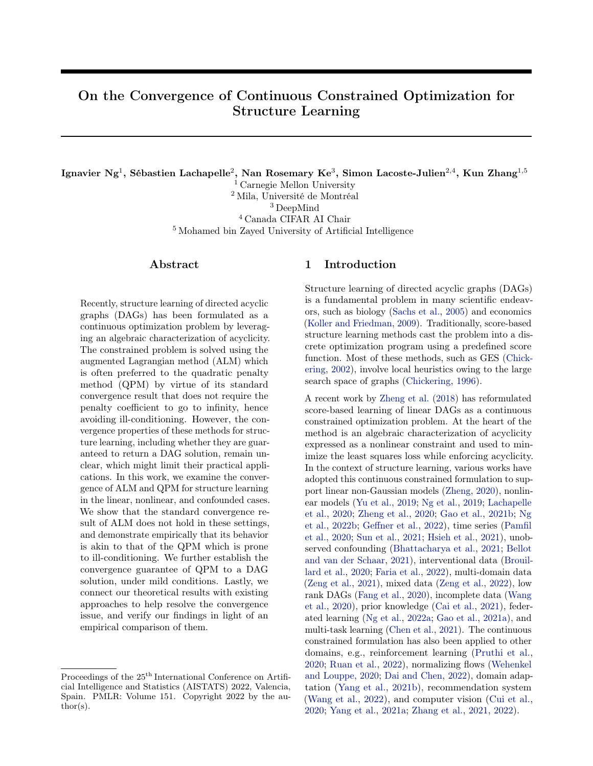# On the Convergence of Continuous Constrained Optimization for Structure Learning

**Ignavier Ng**[1], **Sébastien Lachapelle**[2], **Nan Rosemary Ke**[3], **Simon Lacoste-Julien**[2,4], **Kun Zhang**[1,5]

[1] Carnegie Mellon University
[2] Mila, Université de Montréal
[3] DeepMind
[4] Canada CIFAR AI Chair
[5] Mohamed bin Zayed University of Artificial Intelligence

## Abstract

Recently, structure learning of directed acyclic graphs (DAGs) has been formulated as a continuous optimization problem by leveraging an algebraic characterization of acyclicity. The constrained problem is solved using the augmented Lagrangian method (ALM) which is often preferred to the quadratic penalty method (QPM) by virtue of its standard convergence result that does not require the penalty coefficient to go to infinity, hence avoiding ill-conditioning. However, the convergence properties of these methods for structure learning, including whether they are guaranteed to return a DAG solution, remain unclear, which might limit their practical applications. In this work, we examine the convergence of ALM and QPM for structure learning in the linear, nonlinear, and confounded cases. We show that the standard convergence result of ALM does not hold in these settings, and demonstrate empirically that its behavior is akin to that of the QPM which is prone to ill-conditioning. We further establish the convergence guarantee of QPM to a DAG solution, under mild conditions. Lastly, we connect our theoretical results with existing approaches to help resolve the convergence issue, and verify our findings in light of an empirical comparison of them.

## 1 Introduction

Structure learning of directed acyclic graphs (DAGs) is a fundamental problem in many scientific endeavors, such as biology (Sachs et al., 2005) and economics (Koller and Friedman, 2009). Traditionally, score-based structure learning methods cast the problem into a discrete optimization program using a predefined score function. Most of these methods, such as GES (Chickering, 2002), involve local heuristics owing to the large search space of graphs (Chickering, 1996).

A recent work by Zheng et al. (2018) has reformulated score-based learning of linear DAGs as a continuous constrained optimization problem. At the heart of the method is an algebraic characterization of acyclicity expressed as a nonlinear constraint and used to minimize the least squares loss while enforcing acyclicity. In the context of structure learning, various works have adopted this continuous constrained formulation to support linear non-Gaussian models (Zheng, 2020), nonlinear models (Yu et al., 2019; Ng et al., 2019; Lachapelle et al., 2020; Zheng et al., 2020; Gao et al., 2021b; Ng et al., 2022b; Geffner et al., 2022), time series (Pamfil et al., 2020; Sun et al., 2021; Hsieh et al., 2021), unobserved confounding (Bhattacharya et al., 2021; Bellot and van der Schaar, 2021), interventional data (Brouillard et al., 2020; Faria et al., 2022), multi-domain data (Zeng et al., 2021), mixed data (Zeng et al., 2022), low rank DAGs (Fang et al., 2020), incomplete data (Wang et al., 2020), prior knowledge (Cai et al., 2021), federated learning (Ng et al., 2022a; Gao et al., 2021a), and multi-task learning (Chen et al., 2021). The continuous constrained formulation has also been applied to other domains, e.g., reinforcement learning (Pruthi et al., 2020; Ruan et al., 2022), normalizing flows (Wehenkel and Louppe, 2020; Dai and Chen, 2022), domain adaptation (Yang et al., 2021b), recommendation system (Wang et al., 2022), and computer vision (Cui et al., 2020; Yang et al., 2021a; Zhang et al., 2021, 2022).

---

Proceedings of the 25[th] International Conference on Artificial Intelligence and Statistics (AISTATS) 2022, Valencia, Spain. PMLR: Volume 151. Copyright 2022 by the author(s).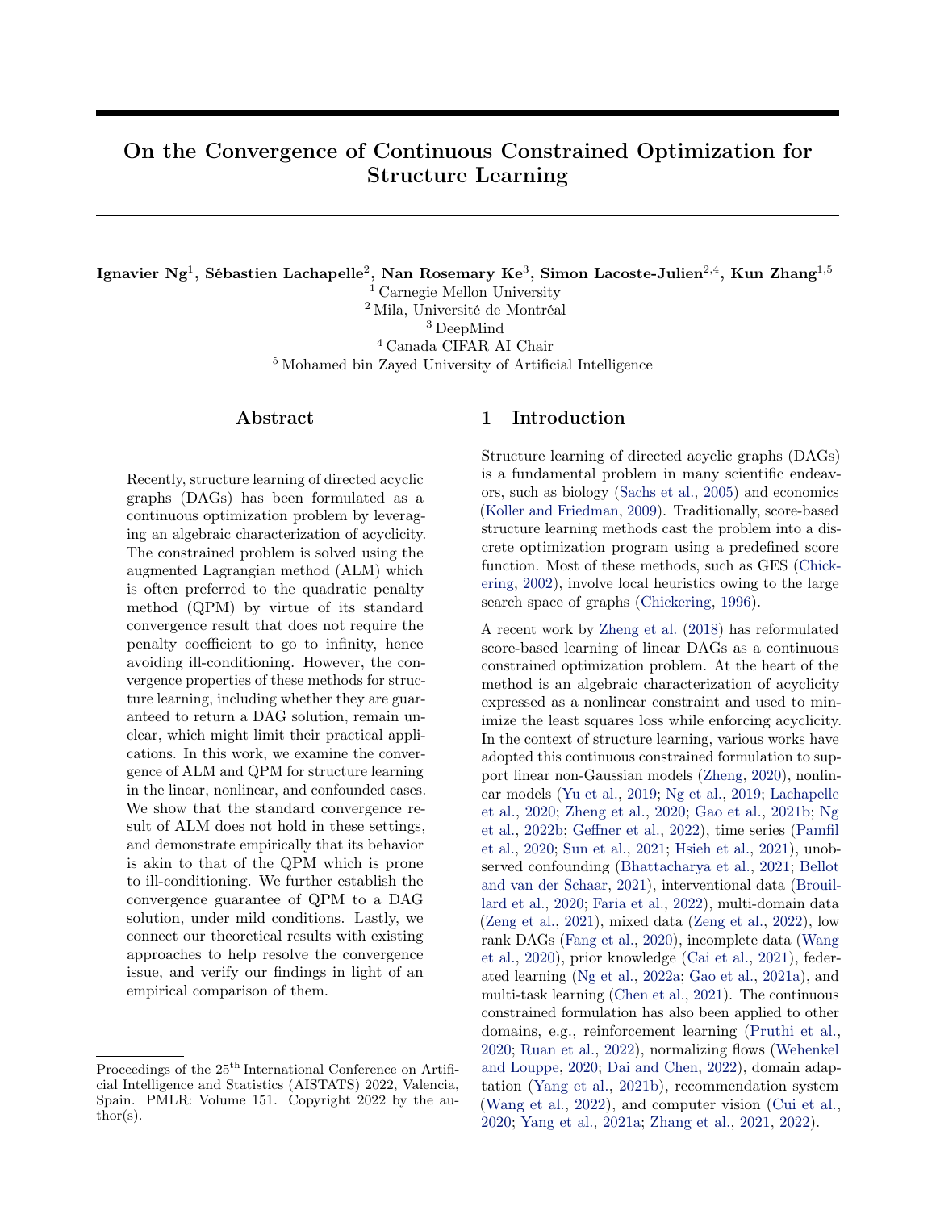# On the Convergence of Continuous Constrained Optimization for Structure Learning

**Ignavier Ng**[1], **Sébastien Lachapelle**[2], **Nan Rosemary Ke**[3], **Simon Lacoste-Julien**[2,4], **Kun Zhang**[1,5]

[1] Carnegie Mellon University
[2] Mila, Université de Montréal
[3] DeepMind
[4] Canada CIFAR AI Chair
[5] Mohamed bin Zayed University of Artificial Intelligence

## Abstract

Recently, structure learning of directed acyclic graphs (DAGs) has been formulated as a continuous optimization problem by leveraging an algebraic characterization of acyclicity. The constrained problem is solved using the augmented Lagrangian method (ALM) which is often preferred to the quadratic penalty method (QPM) by virtue of its standard convergence result that does not require the penalty coefficient to go to infinity, hence avoiding ill-conditioning. However, the convergence properties of these methods for structure learning, including whether they are guaranteed to return a DAG solution, remain unclear, which might limit their practical applications. In this work, we examine the convergence of ALM and QPM for structure learning in the linear, nonlinear, and confounded cases. We show that the standard convergence result of ALM does not hold in these settings, and demonstrate empirically that its behavior is akin to that of the QPM which is prone to ill-conditioning. We further establish the convergence guarantee of QPM to a DAG solution, under mild conditions. Lastly, we connect our theoretical results with existing approaches to help resolve the convergence issue, and verify our findings in light of an empirical comparison of them.

## 1 Introduction

Structure learning of directed acyclic graphs (DAGs) is a fundamental problem in many scientific endeavors, such as biology (Sachs et al., 2005) and economics (Koller and Friedman, 2009). Traditionally, score-based structure learning methods cast the problem into a discrete optimization program using a predefined score function. Most of these methods, such as GES (Chickering, 2002), involve local heuristics owing to the large search space of graphs (Chickering, 1996).

A recent work by Zheng et al. (2018) has reformulated score-based learning of linear DAGs as a continuous constrained optimization problem. At the heart of the method is an algebraic characterization of acyclicity expressed as a nonlinear constraint and used to minimize the least squares loss while enforcing acyclicity. In the context of structure learning, various works have adopted this continuous constrained formulation to support linear non-Gaussian models (Zheng, 2020), nonlinear models (Yu et al., 2019; Ng et al., 2019; Lachapelle et al., 2020; Zheng et al., 2020; Gao et al., 2021b; Ng et al., 2022b; Geffner et al., 2022), time series (Pamfil et al., 2020; Sun et al., 2021; Hsieh et al., 2021), unobserved confounding (Bhattacharya et al., 2021; Bellot and van der Schaar, 2021), interventional data (Brouillard et al., 2020; Faria et al., 2022), multi-domain data (Zeng et al., 2021), mixed data (Zeng et al., 2022), low rank DAGs (Fang et al., 2020), incomplete data (Wang et al., 2020), prior knowledge (Cai et al., 2021), federated learning (Ng et al., 2022a; Gao et al., 2021a), and multi-task learning (Chen et al., 2021). The continuous constrained formulation has also been applied to other domains, e.g., reinforcement learning (Pruthi et al., 2020; Ruan et al., 2022), normalizing flows (Wehenkel and Louppe, 2020; Dai and Chen, 2022), domain adaptation (Yang et al., 2021b), recommendation system (Wang et al., 2022), and computer vision (Cui et al., 2020; Yang et al., 2021a; Zhang et al., 2021, 2022).

Proceedings of the 25[th] International Conference on Artificial Intelligence and Statistics (AISTATS) 2022, Valencia, Spain. PMLR: Volume 151. Copyright 2022 by the author(s).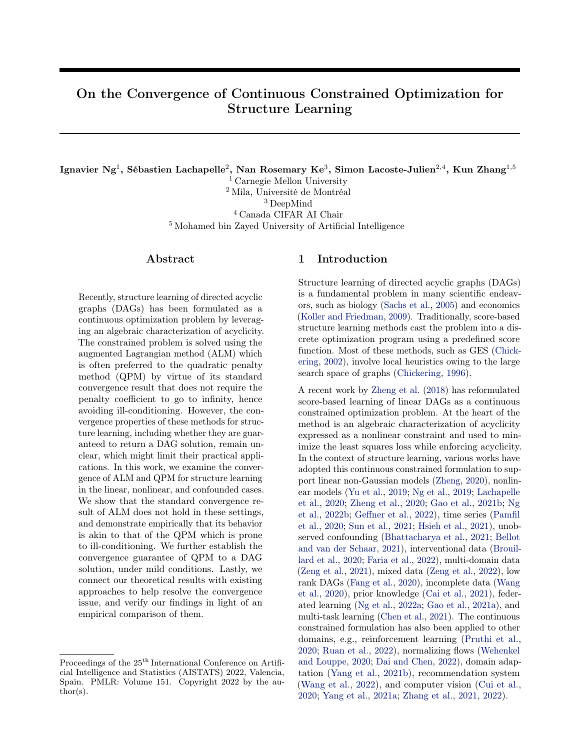# On the Convergence of Continuous Constrained Optimization for Structure Learning

**Ignavier Ng**[1], **Sébastien Lachapelle**[2], **Nan Rosemary Ke**[3], **Simon Lacoste-Julien**[2,4], **Kun Zhang**[1,5]

[1] Carnegie Mellon University
[2] Mila, Université de Montréal
[3] DeepMind
[4] Canada CIFAR AI Chair
[5] Mohamed bin Zayed University of Artificial Intelligence

## Abstract

Recently, structure learning of directed acyclic graphs (DAGs) has been formulated as a continuous optimization problem by leveraging an algebraic characterization of acyclicity. The constrained problem is solved using the augmented Lagrangian method (ALM) which is often preferred to the quadratic penalty method (QPM) by virtue of its standard convergence result that does not require the penalty coefficient to go to infinity, hence avoiding ill-conditioning. However, the convergence properties of these methods for structure learning, including whether they are guaranteed to return a DAG solution, remain unclear, which might limit their practical applications. In this work, we examine the convergence of ALM and QPM for structure learning in the linear, nonlinear, and confounded cases. We show that the standard convergence result of ALM does not hold in these settings, and demonstrate empirically that its behavior is akin to that of the QPM which is prone to ill-conditioning. We further establish the convergence guarantee of QPM to a DAG solution, under mild conditions. Lastly, we connect our theoretical results with existing approaches to help resolve the convergence issue, and verify our findings in light of an empirical comparison of them.

## 1 Introduction

Structure learning of directed acyclic graphs (DAGs) is a fundamental problem in many scientific endeavors, such as biology (Sachs et al., 2005) and economics (Koller and Friedman, 2009). Traditionally, score-based structure learning methods cast the problem into a discrete optimization program using a predefined score function. Most of these methods, such as GES (Chickering, 2002), involve local heuristics owing to the large search space of graphs (Chickering, 1996).

A recent work by Zheng et al. (2018) has reformulated score-based learning of linear DAGs as a continuous constrained optimization problem. At the heart of the method is an algebraic characterization of acyclicity expressed as a nonlinear constraint and used to minimize the least squares loss while enforcing acyclicity. In the context of structure learning, various works have adopted this continuous constrained formulation to support linear non-Gaussian models (Zheng, 2020), nonlinear models (Yu et al., 2019; Ng et al., 2019; Lachapelle et al., 2020; Zheng et al., 2020; Gao et al., 2021b; Ng et al., 2022b; Geffner et al., 2022), time series (Pamfil et al., 2020; Sun et al., 2021; Hsieh et al., 2021), unobserved confounding (Bhattacharya et al., 2021; Bellot and van der Schaar, 2021), interventional data (Brouillard et al., 2020; Faria et al., 2022), multi-domain data (Zeng et al., 2021), mixed data (Zeng et al., 2022), low rank DAGs (Fang et al., 2020), incomplete data (Wang et al., 2020), prior knowledge (Cai et al., 2021), federated learning (Ng et al., 2022a; Gao et al., 2021a), and multi-task learning (Chen et al., 2021). The continuous constrained formulation has also been applied to other domains, e.g., reinforcement learning (Pruthi et al., 2020; Ruan et al., 2022), normalizing flows (Wehenkel and Louppe, 2020; Dai and Chen, 2022), domain adaptation (Yang et al., 2021b), recommendation system (Wang et al., 2022), and computer vision (Cui et al., 2020; Yang et al., 2021a; Zhang et al., 2021, 2022).

Proceedings of the 25[th] International Conference on Artificial Intelligence and Statistics (AISTATS) 2022, Valencia, Spain. PMLR: Volume 151. Copyright 2022 by the author(s).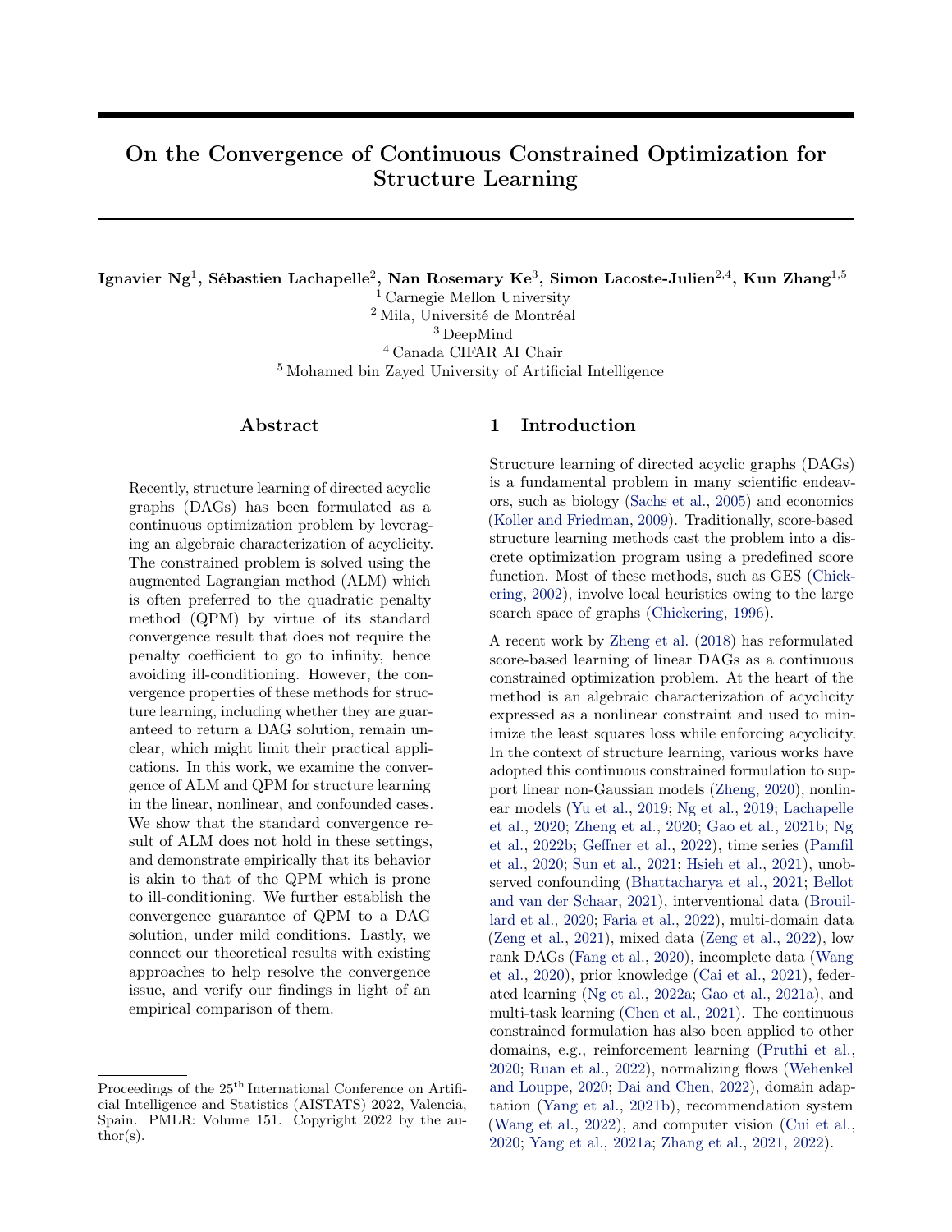# On the Convergence of Continuous Constrained Optimization for Structure Learning

**Ignavier Ng[1], Sébastien Lachapelle[2], Nan Rosemary Ke[3], Simon Lacoste-Julien[2,4], Kun Zhang[1,5]**

[1] Carnegie Mellon University
[2] Mila, Université de Montréal
[3] DeepMind
[4] Canada CIFAR AI Chair
[5] Mohamed bin Zayed University of Artificial Intelligence

## Abstract

Recently, structure learning of directed acyclic graphs (DAGs) has been formulated as a continuous optimization problem by leveraging an algebraic characterization of acyclicity. The constrained problem is solved using the augmented Lagrangian method (ALM) which is often preferred to the quadratic penalty method (QPM) by virtue of its standard convergence result that does not require the penalty coefficient to go to infinity, hence avoiding ill-conditioning. However, the convergence properties of these methods for structure learning, including whether they are guaranteed to return a DAG solution, remain unclear, which might limit their practical applications. In this work, we examine the convergence of ALM and QPM for structure learning in the linear, nonlinear, and confounded cases. We show that the standard convergence result of ALM does not hold in these settings, and demonstrate empirically that its behavior is akin to that of the QPM which is prone to ill-conditioning. We further establish the convergence guarantee of QPM to a DAG solution, under mild conditions. Lastly, we connect our theoretical results with existing approaches to help resolve the convergence issue, and verify our findings in light of an empirical comparison of them.

## 1 Introduction

Structure learning of directed acyclic graphs (DAGs) is a fundamental problem in many scientific endeavors, such as biology (Sachs et al., 2005) and economics (Koller and Friedman, 2009). Traditionally, score-based structure learning methods cast the problem into a discrete optimization program using a predefined score function. Most of these methods, such as GES (Chickering, 2002), involve local heuristics owing to the large search space of graphs (Chickering, 1996).

A recent work by Zheng et al. (2018) has reformulated score-based learning of linear DAGs as a continuous constrained optimization problem. At the heart of the method is an algebraic characterization of acyclicity expressed as a nonlinear constraint and used to minimize the least squares loss while enforcing acyclicity. In the context of structure learning, various works have adopted this continuous constrained formulation to support linear non-Gaussian models (Zheng, 2020), nonlinear models (Yu et al., 2019; Ng et al., 2019; Lachapelle et al., 2020; Zheng et al., 2020; Gao et al., 2021b; Ng et al., 2022b; Geffner et al., 2022), time series (Pamfil et al., 2020; Sun et al., 2021; Hsieh et al., 2021), unobserved confounding (Bhattacharya et al., 2021; Bellot and van der Schaar, 2021), interventional data (Brouillard et al., 2020; Faria et al., 2022), multi-domain data (Zeng et al., 2021), mixed data (Zeng et al., 2022), low rank DAGs (Fang et al., 2020), incomplete data (Wang et al., 2020), prior knowledge (Cai et al., 2021), federated learning (Ng et al., 2022a; Gao et al., 2021a), and multi-task learning (Chen et al., 2021). The continuous constrained formulation has also been applied to other domains, e.g., reinforcement learning (Pruthi et al., 2020; Ruan et al., 2022), normalizing flows (Wehenkel and Louppe, 2020; Dai and Chen, 2022), domain adaptation (Yang et al., 2021b), recommendation system (Wang et al., 2022), and computer vision (Cui et al., 2020; Yang et al., 2021a; Zhang et al., 2021, 2022).

Proceedings of the 25[th] International Conference on Artificial Intelligence and Statistics (AISTATS) 2022, Valencia, Spain. PMLR: Volume 151. Copyright 2022 by the author(s).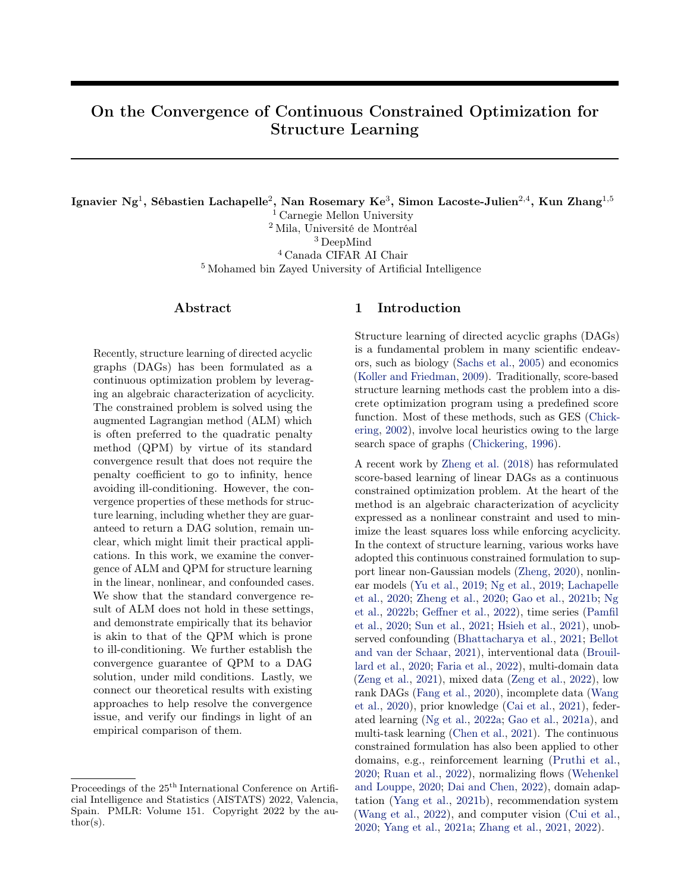# On the Convergence of Continuous Constrained Optimization for Structure Learning

**Ignavier Ng**[1], **Sébastien Lachapelle**[2], **Nan Rosemary Ke**[3], **Simon Lacoste-Julien**[2,4], **Kun Zhang**[1,5]

[1] Carnegie Mellon University
[2] Mila, Université de Montréal
[3] DeepMind
[4] Canada CIFAR AI Chair
[5] Mohamed bin Zayed University of Artificial Intelligence

## Abstract

Recently, structure learning of directed acyclic graphs (DAGs) has been formulated as a continuous optimization problem by leveraging an algebraic characterization of acyclicity. The constrained problem is solved using the augmented Lagrangian method (ALM) which is often preferred to the quadratic penalty method (QPM) by virtue of its standard convergence result that does not require the penalty coefficient to go to infinity, hence avoiding ill-conditioning. However, the convergence properties of these methods for structure learning, including whether they are guaranteed to return a DAG solution, remain unclear, which might limit their practical applications. In this work, we examine the convergence of ALM and QPM for structure learning in the linear, nonlinear, and confounded cases. We show that the standard convergence result of ALM does not hold in these settings, and demonstrate empirically that its behavior is akin to that of the QPM which is prone to ill-conditioning. We further establish the convergence guarantee of QPM to a DAG solution, under mild conditions. Lastly, we connect our theoretical results with existing approaches to help resolve the convergence issue, and verify our findings in light of an empirical comparison of them.

## 1 Introduction

Structure learning of directed acyclic graphs (DAGs) is a fundamental problem in many scientific endeavors, such as biology (Sachs et al., 2005) and economics (Koller and Friedman, 2009). Traditionally, score-based structure learning methods cast the problem into a discrete optimization program using a predefined score function. Most of these methods, such as GES (Chickering, 2002), involve local heuristics owing to the large search space of graphs (Chickering, 1996).

A recent work by Zheng et al. (2018) has reformulated score-based learning of linear DAGs as a continuous constrained optimization problem. At the heart of the method is an algebraic characterization of acyclicity expressed as a nonlinear constraint and used to minimize the least squares loss while enforcing acyclicity. In the context of structure learning, various works have adopted this continuous constrained formulation to support linear non-Gaussian models (Zheng, 2020), nonlinear models (Yu et al., 2019; Ng et al., 2019; Lachapelle et al., 2020; Zheng et al., 2020; Gao et al., 2021b; Ng et al., 2022b; Geffner et al., 2022), time series (Pamfil et al., 2020; Sun et al., 2021; Hsieh et al., 2021), unobserved confounding (Bhattacharya et al., 2021; Bellot and van der Schaar, 2021), interventional data (Brouillard et al., 2020; Faria et al., 2022), multi-domain data (Zeng et al., 2021), mixed data (Zeng et al., 2022), low rank DAGs (Fang et al., 2020), incomplete data (Wang et al., 2020), prior knowledge (Cai et al., 2021), federated learning (Ng et al., 2022a; Gao et al., 2021a), and multi-task learning (Chen et al., 2021). The continuous constrained formulation has also been applied to other domains, e.g., reinforcement learning (Pruthi et al., 2020; Ruan et al., 2022), normalizing flows (Wehenkel and Louppe, 2020; Dai and Chen, 2022), domain adaptation (Yang et al., 2021b), recommendation system (Wang et al., 2022), and computer vision (Cui et al., 2020; Yang et al., 2021a; Zhang et al., 2021, 2022).

Proceedings of the 25[th] International Conference on Artificial Intelligence and Statistics (AISTATS) 2022, Valencia, Spain. PMLR: Volume 151. Copyright 2022 by the author(s).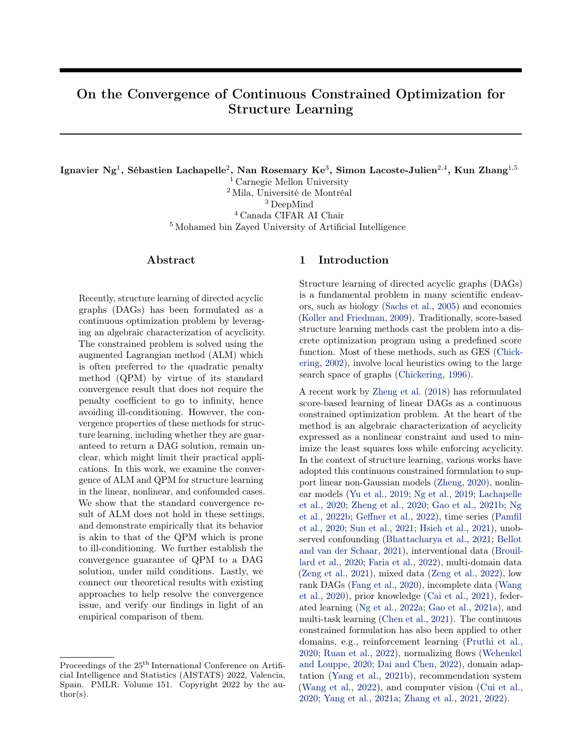# On the Convergence of Continuous Constrained Optimization for Structure Learning

**Ignavier Ng**[1], **Sébastien Lachapelle**[2], **Nan Rosemary Ke**[3], **Simon Lacoste-Julien**[2,4], **Kun Zhang**[1,5]

[1] Carnegie Mellon University
[2] Mila, Université de Montréal
[3] DeepMind
[4] Canada CIFAR AI Chair
[5] Mohamed bin Zayed University of Artificial Intelligence

## Abstract

Recently, structure learning of directed acyclic graphs (DAGs) has been formulated as a continuous optimization problem by leveraging an algebraic characterization of acyclicity. The constrained problem is solved using the augmented Lagrangian method (ALM) which is often preferred to the quadratic penalty method (QPM) by virtue of its standard convergence result that does not require the penalty coefficient to go to infinity, hence avoiding ill-conditioning. However, the convergence properties of these methods for structure learning, including whether they are guaranteed to return a DAG solution, remain unclear, which might limit their practical applications. In this work, we examine the convergence of ALM and QPM for structure learning in the linear, nonlinear, and confounded cases. We show that the standard convergence result of ALM does not hold in these settings, and demonstrate empirically that its behavior is akin to that of the QPM which is prone to ill-conditioning. We further establish the convergence guarantee of QPM to a DAG solution, under mild conditions. Lastly, we connect our theoretical results with existing approaches to help resolve the convergence issue, and verify our findings in light of an empirical comparison of them.

## 1 Introduction

Structure learning of directed acyclic graphs (DAGs) is a fundamental problem in many scientific endeavors, such as biology (Sachs et al., 2005) and economics (Koller and Friedman, 2009). Traditionally, score-based structure learning methods cast the problem into a discrete optimization program using a predefined score function. Most of these methods, such as GES (Chickering, 2002), involve local heuristics owing to the large search space of graphs (Chickering, 1996).

A recent work by Zheng et al. (2018) has reformulated score-based learning of linear DAGs as a continuous constrained optimization problem. At the heart of the method is an algebraic characterization of acyclicity expressed as a nonlinear constraint and used to minimize the least squares loss while enforcing acyclicity. In the context of structure learning, various works have adopted this continuous constrained formulation to support linear non-Gaussian models (Zheng, 2020), nonlinear models (Yu et al., 2019; Ng et al., 2019; Lachapelle et al., 2020; Zheng et al., 2020; Gao et al., 2021b; Ng et al., 2022b; Geffner et al., 2022), time series (Pamfil et al., 2020; Sun et al., 2021; Hsieh et al., 2021), unobserved confounding (Bhattacharya et al., 2021; Bellot and van der Schaar, 2021), interventional data (Brouillard et al., 2020; Faria et al., 2022), multi-domain data (Zeng et al., 2021), mixed data (Zeng et al., 2022), low rank DAGs (Fang et al., 2020), incomplete data (Wang et al., 2020), prior knowledge (Cai et al., 2021), federated learning (Ng et al., 2022a; Gao et al., 2021a), and multi-task learning (Chen et al., 2021). The continuous constrained formulation has also been applied to other domains, e.g., reinforcement learning (Pruthi et al., 2020; Ruan et al., 2022), normalizing flows (Wehenkel and Louppe, 2020; Dai and Chen, 2022), domain adaptation (Yang et al., 2021b), recommendation system (Wang et al., 2022), and computer vision (Cui et al., 2020; Yang et al., 2021a; Zhang et al., 2021, 2022).

Proceedings of the 25[th] International Conference on Artificial Intelligence and Statistics (AISTATS) 2022, Valencia, Spain. PMLR: Volume 151. Copyright 2022 by the author(s).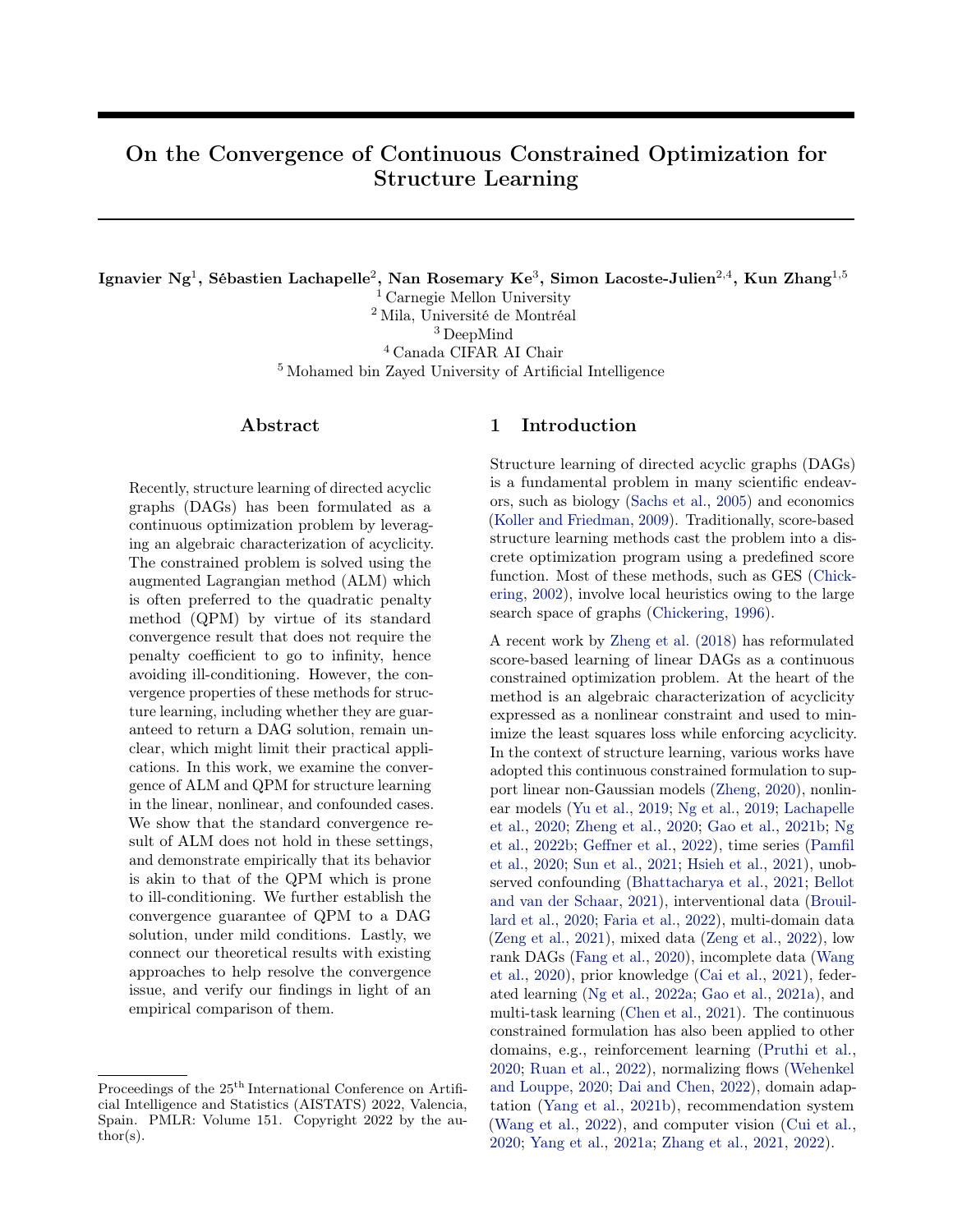# On the Convergence of Continuous Constrained Optimization for Structure Learning

**Ignavier Ng**[1], **Sébastien Lachapelle**[2], **Nan Rosemary Ke**[3], **Simon Lacoste-Julien**[2,4], **Kun Zhang**[1,5]

[1] Carnegie Mellon University
[2] Mila, Université de Montréal
[3] DeepMind
[4] Canada CIFAR AI Chair
[5] Mohamed bin Zayed University of Artificial Intelligence

## Abstract

Recently, structure learning of directed acyclic graphs (DAGs) has been formulated as a continuous optimization problem by leveraging an algebraic characterization of acyclicity. The constrained problem is solved using the augmented Lagrangian method (ALM) which is often preferred to the quadratic penalty method (QPM) by virtue of its standard convergence result that does not require the penalty coefficient to go to infinity, hence avoiding ill-conditioning. However, the convergence properties of these methods for structure learning, including whether they are guaranteed to return a DAG solution, remain unclear, which might limit their practical applications. In this work, we examine the convergence of ALM and QPM for structure learning in the linear, nonlinear, and confounded cases. We show that the standard convergence result of ALM does not hold in these settings, and demonstrate empirically that its behavior is akin to that of the QPM which is prone to ill-conditioning. We further establish the convergence guarantee of QPM to a DAG solution, under mild conditions. Lastly, we connect our theoretical results with existing approaches to help resolve the convergence issue, and verify our findings in light of an empirical comparison of them.

## 1 Introduction

Structure learning of directed acyclic graphs (DAGs) is a fundamental problem in many scientific endeavors, such as biology (Sachs et al., 2005) and economics (Koller and Friedman, 2009). Traditionally, score-based structure learning methods cast the problem into a discrete optimization program using a predefined score function. Most of these methods, such as GES (Chickering, 2002), involve local heuristics owing to the large search space of graphs (Chickering, 1996).

A recent work by Zheng et al. (2018) has reformulated score-based learning of linear DAGs as a continuous constrained optimization problem. At the heart of the method is an algebraic characterization of acyclicity expressed as a nonlinear constraint and used to minimize the least squares loss while enforcing acyclicity. In the context of structure learning, various works have adopted this continuous constrained formulation to support linear non-Gaussian models (Zheng, 2020), nonlinear models (Yu et al., 2019; Ng et al., 2019; Lachapelle et al., 2020; Zheng et al., 2020; Gao et al., 2021b; Ng et al., 2022b; Geffner et al., 2022), time series (Pamfil et al., 2020; Sun et al., 2021; Hsieh et al., 2021), unobserved confounding (Bhattacharya et al., 2021; Bellot and van der Schaar, 2021), interventional data (Brouillard et al., 2020; Faria et al., 2022), multi-domain data (Zeng et al., 2021), mixed data (Zeng et al., 2022), low rank DAGs (Fang et al., 2020), incomplete data (Wang et al., 2020), prior knowledge (Cai et al., 2021), federated learning (Ng et al., 2022a; Gao et al., 2021a), and multi-task learning (Chen et al., 2021). The continuous constrained formulation has also been applied to other domains, e.g., reinforcement learning (Pruthi et al., 2020; Ruan et al., 2022), normalizing flows (Wehenkel and Louppe, 2020; Dai and Chen, 2022), domain adaptation (Yang et al., 2021b), recommendation system (Wang et al., 2022), and computer vision (Cui et al., 2020; Yang et al., 2021a; Zhang et al., 2021, 2022).

Proceedings of the 25[th] International Conference on Artificial Intelligence and Statistics (AISTATS) 2022, Valencia, Spain. PMLR: Volume 151. Copyright 2022 by the author(s).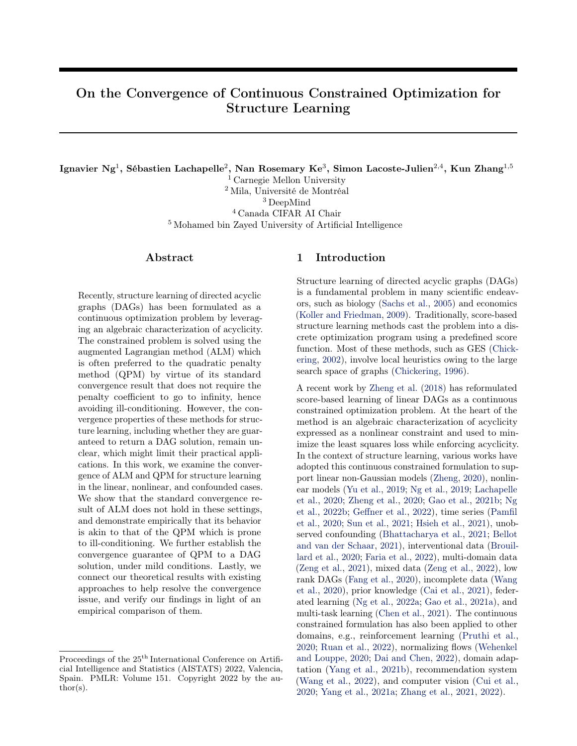# On the Convergence of Continuous Constrained Optimization for Structure Learning

**Ignavier Ng**[1], **Sébastien Lachapelle**[2], **Nan Rosemary Ke**[3], **Simon Lacoste-Julien**[2,4], **Kun Zhang**[1,5]

[1] Carnegie Mellon University
[2] Mila, Université de Montréal
[3] DeepMind
[4] Canada CIFAR AI Chair
[5] Mohamed bin Zayed University of Artificial Intelligence

## Abstract

Recently, structure learning of directed acyclic graphs (DAGs) has been formulated as a continuous optimization problem by leveraging an algebraic characterization of acyclicity. The constrained problem is solved using the augmented Lagrangian method (ALM) which is often preferred to the quadratic penalty method (QPM) by virtue of its standard convergence result that does not require the penalty coefficient to go to infinity, hence avoiding ill-conditioning. However, the convergence properties of these methods for structure learning, including whether they are guaranteed to return a DAG solution, remain unclear, which might limit their practical applications. In this work, we examine the convergence of ALM and QPM for structure learning in the linear, nonlinear, and confounded cases. We show that the standard convergence result of ALM does not hold in these settings, and demonstrate empirically that its behavior is akin to that of the QPM which is prone to ill-conditioning. We further establish the convergence guarantee of QPM to a DAG solution, under mild conditions. Lastly, we connect our theoretical results with existing approaches to help resolve the convergence issue, and verify our findings in light of an empirical comparison of them.

## 1 Introduction

Structure learning of directed acyclic graphs (DAGs) is a fundamental problem in many scientific endeavors, such as biology (Sachs et al., 2005) and economics (Koller and Friedman, 2009). Traditionally, score-based structure learning methods cast the problem into a discrete optimization program using a predefined score function. Most of these methods, such as GES (Chickering, 2002), involve local heuristics owing to the large search space of graphs (Chickering, 1996).

A recent work by Zheng et al. (2018) has reformulated score-based learning of linear DAGs as a continuous constrained optimization problem. At the heart of the method is an algebraic characterization of acyclicity expressed as a nonlinear constraint and used to minimize the least squares loss while enforcing acyclicity. In the context of structure learning, various works have adopted this continuous constrained formulation to support linear non-Gaussian models (Zheng, 2020), nonlinear models (Yu et al., 2019; Ng et al., 2019; Lachapelle et al., 2020; Zheng et al., 2020; Gao et al., 2021b; Ng et al., 2022b; Geffner et al., 2022), time series (Pamfil et al., 2020; Sun et al., 2021; Hsieh et al., 2021), unobserved confounding (Bhattacharya et al., 2021; Bellot and van der Schaar, 2021), interventional data (Brouillard et al., 2020; Faria et al., 2022), multi-domain data (Zeng et al., 2021), mixed data (Zeng et al., 2022), low rank DAGs (Fang et al., 2020), incomplete data (Wang et al., 2020), prior knowledge (Cai et al., 2021), federated learning (Ng et al., 2022a; Gao et al., 2021a), and multi-task learning (Chen et al., 2021). The continuous constrained formulation has also been applied to other domains, e.g., reinforcement learning (Pruthi et al., 2020; Ruan et al., 2022), normalizing flows (Wehenkel and Louppe, 2020; Dai and Chen, 2022), domain adaptation (Yang et al., 2021b), recommendation system (Wang et al., 2022), and computer vision (Cui et al., 2020; Yang et al., 2021a; Zhang et al., 2021, 2022).

Proceedings of the 25[th] International Conference on Artificial Intelligence and Statistics (AISTATS) 2022, Valencia, Spain. PMLR: Volume 151. Copyright 2022 by the author(s).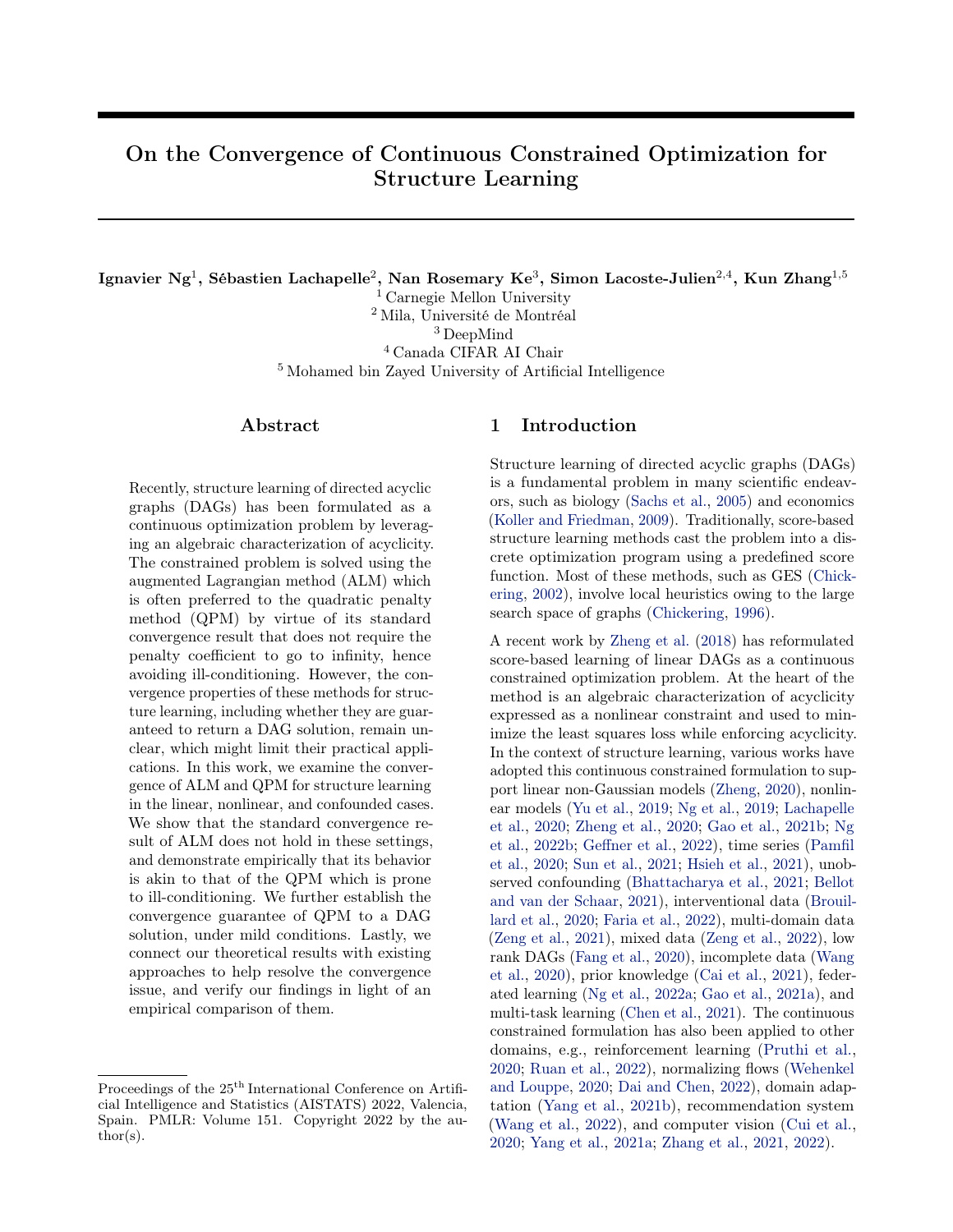# On the Convergence of Continuous Constrained Optimization for Structure Learning

**Ignavier Ng**[1], **Sébastien Lachapelle**[2], **Nan Rosemary Ke**[3], **Simon Lacoste-Julien**[2,4], **Kun Zhang**[1,5]

[1] Carnegie Mellon University
[2] Mila, Université de Montréal
[3] DeepMind
[4] Canada CIFAR AI Chair
[5] Mohamed bin Zayed University of Artificial Intelligence

## Abstract

Recently, structure learning of directed acyclic graphs (DAGs) has been formulated as a continuous optimization problem by leveraging an algebraic characterization of acyclicity. The constrained problem is solved using the augmented Lagrangian method (ALM) which is often preferred to the quadratic penalty method (QPM) by virtue of its standard convergence result that does not require the penalty coefficient to go to infinity, hence avoiding ill-conditioning. However, the convergence properties of these methods for structure learning, including whether they are guaranteed to return a DAG solution, remain unclear, which might limit their practical applications. In this work, we examine the convergence of ALM and QPM for structure learning in the linear, nonlinear, and confounded cases. We show that the standard convergence result of ALM does not hold in these settings, and demonstrate empirically that its behavior is akin to that of the QPM which is prone to ill-conditioning. We further establish the convergence guarantee of QPM to a DAG solution, under mild conditions. Lastly, we connect our theoretical results with existing approaches to help resolve the convergence issue, and verify our findings in light of an empirical comparison of them.

## 1 Introduction

Structure learning of directed acyclic graphs (DAGs) is a fundamental problem in many scientific endeavors, such as biology (Sachs et al., 2005) and economics (Koller and Friedman, 2009). Traditionally, score-based structure learning methods cast the problem into a discrete optimization program using a predefined score function. Most of these methods, such as GES (Chickering, 2002), involve local heuristics owing to the large search space of graphs (Chickering, 1996).

A recent work by Zheng et al. (2018) has reformulated score-based learning of linear DAGs as a continuous constrained optimization problem. At the heart of the method is an algebraic characterization of acyclicity expressed as a nonlinear constraint and used to minimize the least squares loss while enforcing acyclicity. In the context of structure learning, various works have adopted this continuous constrained formulation to support linear non-Gaussian models (Zheng, 2020), nonlinear models (Yu et al., 2019; Ng et al., 2019; Lachapelle et al., 2020; Zheng et al., 2020; Gao et al., 2021b; Ng et al., 2022b; Geffner et al., 2022), time series (Pamfil et al., 2020; Sun et al., 2021; Hsieh et al., 2021), unobserved confounding (Bhattacharya et al., 2021; Bellot and van der Schaar, 2021), interventional data (Brouillard et al., 2020; Faria et al., 2022), multi-domain data (Zeng et al., 2021), mixed data (Zeng et al., 2022), low rank DAGs (Fang et al., 2020), incomplete data (Wang et al., 2020), prior knowledge (Cai et al., 2021), federated learning (Ng et al., 2022a; Gao et al., 2021a), and multi-task learning (Chen et al., 2021). The continuous constrained formulation has also been applied to other domains, e.g., reinforcement learning (Pruthi et al., 2020; Ruan et al., 2022), normalizing flows (Wehenkel and Louppe, 2020; Dai and Chen, 2022), domain adaptation (Yang et al., 2021b), recommendation system (Wang et al., 2022), and computer vision (Cui et al., 2020; Yang et al., 2021a; Zhang et al., 2021, 2022).

Proceedings of the 25[th] International Conference on Artificial Intelligence and Statistics (AISTATS) 2022, Valencia, Spain. PMLR: Volume 151. Copyright 2022 by the author(s).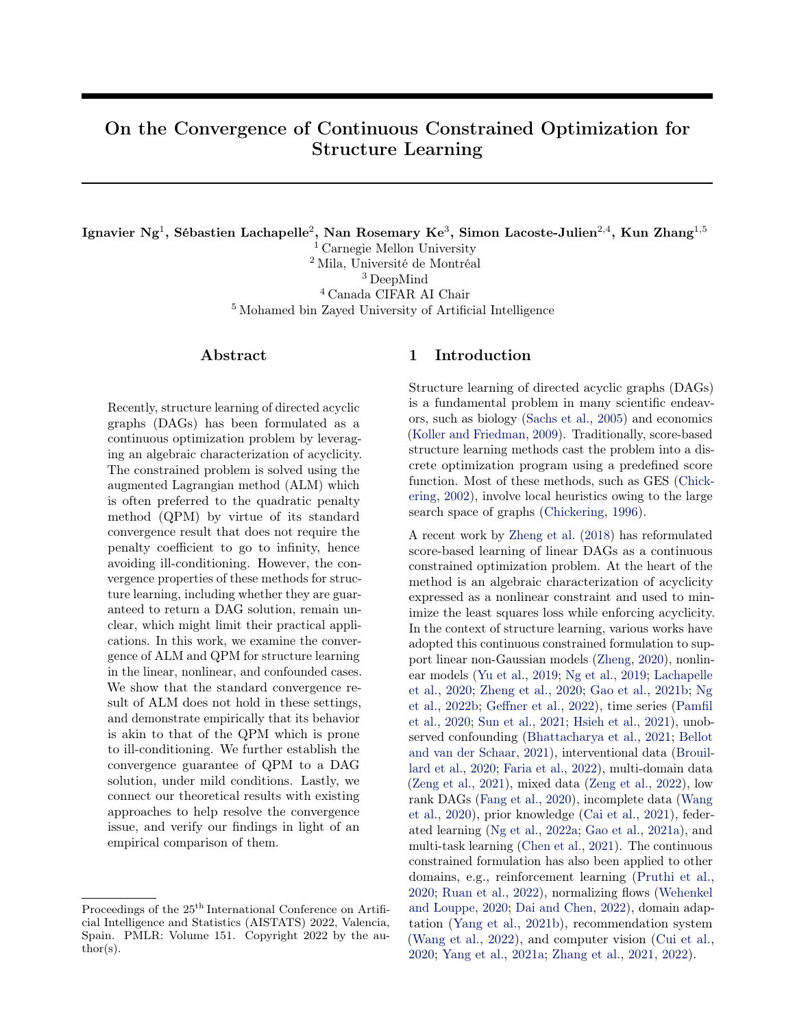# On the Convergence of Continuous Constrained Optimization for Structure Learning

**Ignavier Ng**[1], **Sébastien Lachapelle**[2], **Nan Rosemary Ke**[3], **Simon Lacoste-Julien**[2,4], **Kun Zhang**[1,5]

[1] Carnegie Mellon University
[2] Mila, Université de Montréal
[3] DeepMind
[4] Canada CIFAR AI Chair
[5] Mohamed bin Zayed University of Artificial Intelligence

## Abstract

Recently, structure learning of directed acyclic graphs (DAGs) has been formulated as a continuous optimization problem by leveraging an algebraic characterization of acyclicity. The constrained problem is solved using the augmented Lagrangian method (ALM) which is often preferred to the quadratic penalty method (QPM) by virtue of its standard convergence result that does not require the penalty coefficient to go to infinity, hence avoiding ill-conditioning. However, the convergence properties of these methods for structure learning, including whether they are guaranteed to return a DAG solution, remain unclear, which might limit their practical applications. In this work, we examine the convergence of ALM and QPM for structure learning in the linear, nonlinear, and confounded cases. We show that the standard convergence result of ALM does not hold in these settings, and demonstrate empirically that its behavior is akin to that of the QPM which is prone to ill-conditioning. We further establish the convergence guarantee of QPM to a DAG solution, under mild conditions. Lastly, we connect our theoretical results with existing approaches to help resolve the convergence issue, and verify our findings in light of an empirical comparison of them.

## 1 Introduction

Structure learning of directed acyclic graphs (DAGs) is a fundamental problem in many scientific endeavors, such as biology (Sachs et al., 2005) and economics (Koller and Friedman, 2009). Traditionally, score-based structure learning methods cast the problem into a discrete optimization program using a predefined score function. Most of these methods, such as GES (Chickering, 2002), involve local heuristics owing to the large search space of graphs (Chickering, 1996).

A recent work by Zheng et al. (2018) has reformulated score-based learning of linear DAGs as a continuous constrained optimization problem. At the heart of the method is an algebraic characterization of acyclicity expressed as a nonlinear constraint and used to minimize the least squares loss while enforcing acyclicity. In the context of structure learning, various works have adopted this continuous constrained formulation to support linear non-Gaussian models (Zheng, 2020), nonlinear models (Yu et al., 2019; Ng et al., 2019; Lachapelle et al., 2020; Zheng et al., 2020; Gao et al., 2021b; Ng et al., 2022b; Geffner et al., 2022), time series (Pamfil et al., 2020; Sun et al., 2021; Hsieh et al., 2021), unobserved confounding (Bhattacharya et al., 2021; Bellot and van der Schaar, 2021), interventional data (Brouillard et al., 2020; Faria et al., 2022), multi-domain data (Zeng et al., 2021), mixed data (Zeng et al., 2022), low rank DAGs (Fang et al., 2020), incomplete data (Wang et al., 2020), prior knowledge (Cai et al., 2021), federated learning (Ng et al., 2022a; Gao et al., 2021a), and multi-task learning (Chen et al., 2021). The continuous constrained formulation has also been applied to other domains, e.g., reinforcement learning (Pruthi et al., 2020; Ruan et al., 2022), normalizing flows (Wehenkel and Louppe, 2020; Dai and Chen, 2022), domain adaptation (Yang et al., 2021b), recommendation system (Wang et al., 2022), and computer vision (Cui et al., 2020; Yang et al., 2021a; Zhang et al., 2021, 2022).

Proceedings of the 25[th] International Conference on Artificial Intelligence and Statistics (AISTATS) 2022, Valencia, Spain. PMLR: Volume 151. Copyright 2022 by the author(s).